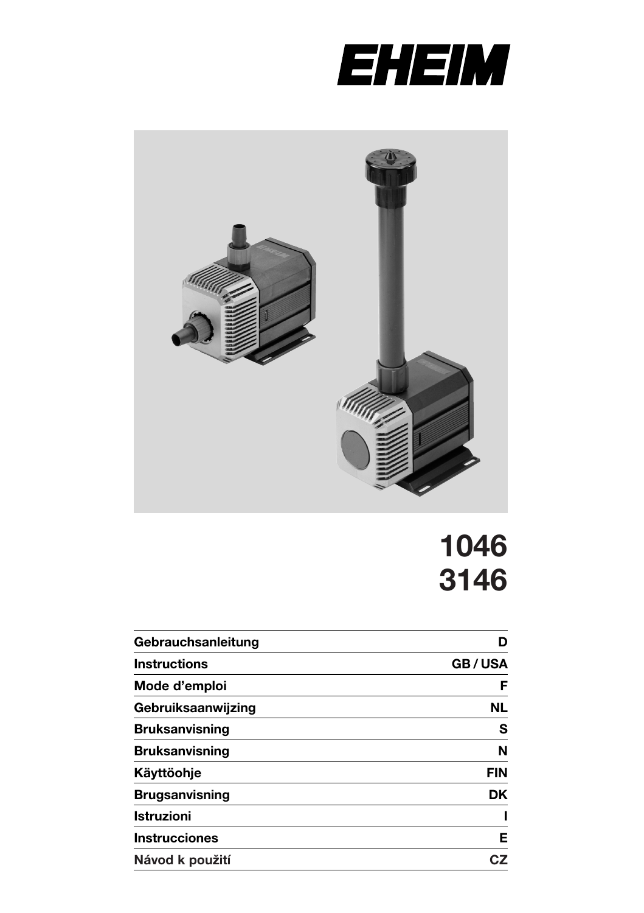# EHEIM

# 1046
# 3146

| | |
|---|---|
| Gebrauchsanleitung | D |
| Instructions | GB / USA |
| Mode d'emploi | F |
| Gebruiksaanwijzing | NL |
| Bruksanvisning | S |
| Bruksanvisning | N |
| Käyttöohje | FIN |
| Brugsanvisning | DK |
| Istruzioni | I |
| Instrucciones | E |
| Návod k použití | CZ |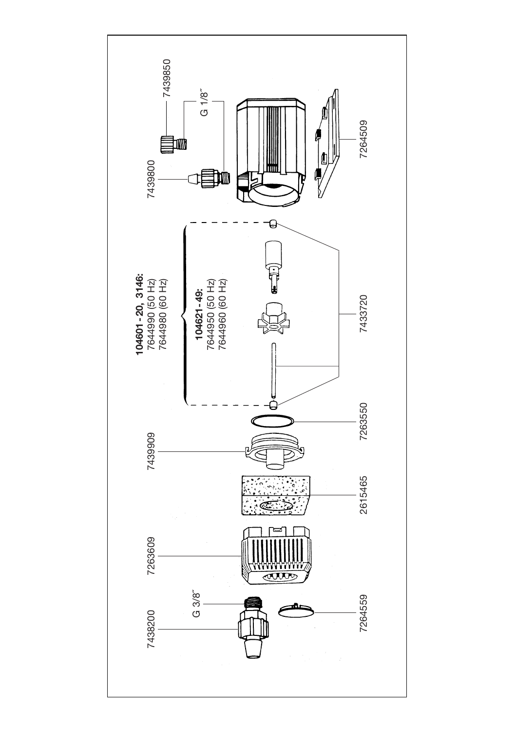7438200

G 3/8″

7264559

7263609

2615465

7439909

7263550

**104601 - 20, 3146:**
7644990 (50 Hz)
7644980 (60 Hz)

**104621 - 49:**
7644950 (50 Hz)
7644960 (60 Hz)

7433720

7439800

7439850

G 1/8″

7264509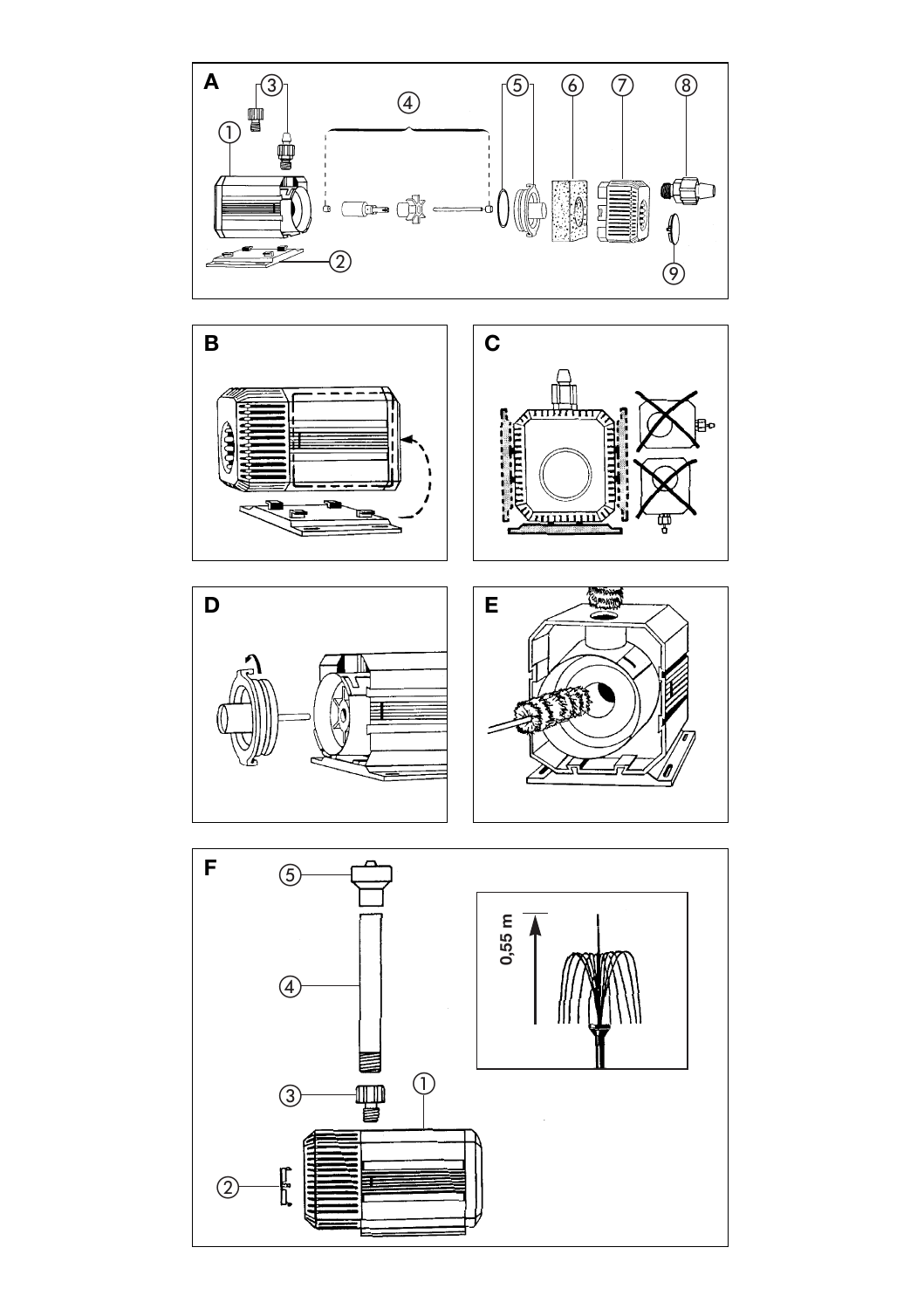**A**

①

②

③

④

⑤

⑥

⑦

⑧

⑨

**B**

**C**

**D**

**E**

**F**

⑤

④

③

①

②

0,55 m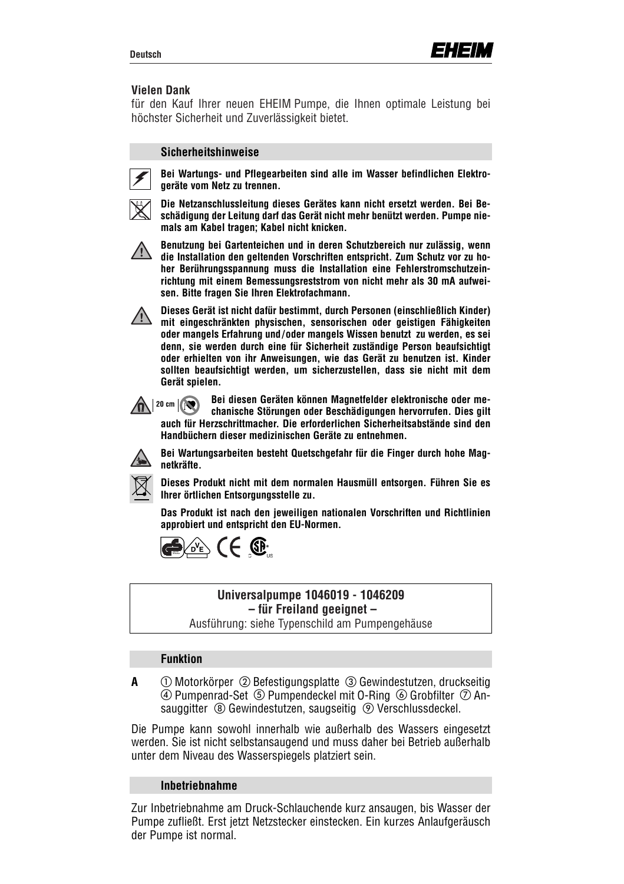**Vielen Dank**
für den Kauf Ihrer neuen EHEIM Pumpe, die Ihnen optimale Leistung bei höchster Sicherheit und Zuverlässigkeit bietet.

## Sicherheitshinweise

**Bei Wartungs- und Pflegearbeiten sind alle im Wasser befindlichen Elektrogeräte vom Netz zu trennen.**

**Die Netzanschlussleitung dieses Gerätes kann nicht ersetzt werden. Bei Beschädigung der Leitung darf das Gerät nicht mehr benützt werden. Pumpe niemals am Kabel tragen; Kabel nicht knicken.**

**Benutzung bei Gartenteichen und in deren Schutzbereich nur zulässig, wenn die Installation den geltenden Vorschriften entspricht. Zum Schutz vor zu hoher Berührungsspannung muss die Installation eine Fehlerstromschutzeinrichtung mit einem Bemessungsreststrom von nicht mehr als 30 mA aufweisen. Bitte fragen Sie Ihren Elektrofachmann.**

**Dieses Gerät ist nicht dafür bestimmt, durch Personen (einschließlich Kinder) mit eingeschränkten physischen, sensorischen oder geistigen Fähigkeiten oder mangels Erfahrung und/oder mangels Wissen benutzt zu werden, es sei denn, sie werden durch eine für Sicherheit zuständige Person beaufsichtigt oder erhielten von ihr Anweisungen, wie das Gerät zu benutzen ist. Kinder sollten beaufsichtigt werden, um sicherzustellen, dass sie nicht mit dem Gerät spielen.**

20 cm **Bei diesen Geräten können Magnetfelder elektronische oder mechanische Störungen oder Beschädigungen hervorrufen. Dies gilt auch für Herzschrittmacher. Die erforderlichen Sicherheitsabstände sind den Handbüchern dieser medizinischen Geräte zu entnehmen.**

**Bei Wartungsarbeiten besteht Quetschgefahr für die Finger durch hohe Magnetkräfte.**

**Dieses Produkt nicht mit dem normalen Hausmüll entsorgen. Führen Sie es Ihrer örtlichen Entsorgungsstelle zu.**

**Das Produkt ist nach den jeweiligen nationalen Vorschriften und Richtlinien approbiert und entspricht den EU-Normen.**

**Universalpumpe 1046019 - 1046209**
**– für Freiland geeignet –**
Ausführung: siehe Typenschild am Pumpengehäuse

## Funktion

**A** ① Motorkörper ② Befestigungsplatte ③ Gewindestutzen, druckseitig ④ Pumpenrad-Set ⑤ Pumpendeckel mit O-Ring ⑥ Grobfilter ⑦ Ansauggitter ⑧ Gewindestutzen, saugseitig ⑨ Verschlussdeckel.

Die Pumpe kann sowohl innerhalb wie außerhalb des Wassers eingesetzt werden. Sie ist nicht selbstansaugend und muss daher bei Betrieb außerhalb unter dem Niveau des Wasserspiegels platziert sein.

## Inbetriebnahme

Zur Inbetriebnahme am Druck-Schlauchende kurz ansaugen, bis Wasser der Pumpe zufließt. Erst jetzt Netzstecker einstecken. Ein kurzes Anlaufgeräusch der Pumpe ist normal.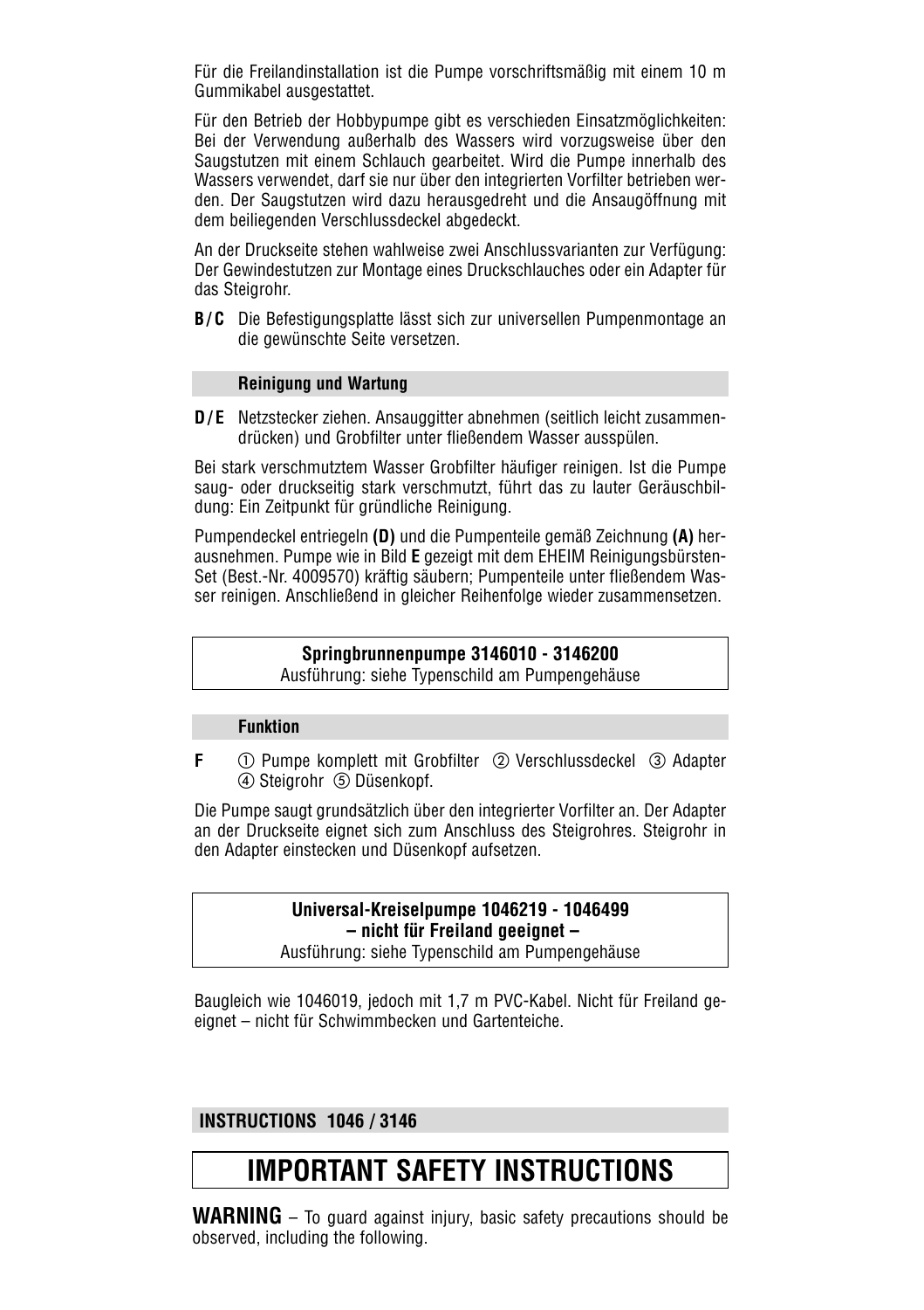Für die Freilandinstallation ist die Pumpe vorschriftsmäßig mit einem 10 m Gummikabel ausgestattet.

Für den Betrieb der Hobbypumpe gibt es verschieden Einsatzmöglichkeiten: Bei der Verwendung außerhalb des Wassers wird vorzugsweise über den Saugstutzen mit einem Schlauch gearbeitet. Wird die Pumpe innerhalb des Wassers verwendet, darf sie nur über den integrierten Vorfilter betrieben werden. Der Saugstutzen wird dazu herausgedreht und die Ansaugöffnung mit dem beiliegenden Verschlussdeckel abgedeckt.

An der Druckseite stehen wahlweise zwei Anschlussvarianten zur Verfügung: Der Gewindestutzen zur Montage eines Druckschlauches oder ein Adapter für das Steigrohr.

**B / C** Die Befestigungsplatte lässt sich zur universellen Pumpenmontage an die gewünschte Seite versetzen.

### Reinigung und Wartung

**D / E** Netzstecker ziehen. Ansauggitter abnehmen (seitlich leicht zusammendrücken) und Grobfilter unter fließendem Wasser ausspülen.

Bei stark verschmutztem Wasser Grobfilter häufiger reinigen. Ist die Pumpe saug- oder druckseitig stark verschmutzt, führt das zu lauter Geräuschbildung: Ein Zeitpunkt für gründliche Reinigung.

Pumpendeckel entriegeln **(D)** und die Pumpenteile gemäß Zeichnung **(A)** herausnehmen. Pumpe wie in Bild **E** gezeigt mit dem EHEIM Reinigungsbürsten-Set (Best.-Nr. 4009570) kräftig säubern; Pumpenteile unter fließendem Wasser reinigen. Anschließend in gleicher Reihenfolge wieder zusammensetzen.

**Springbrunnenpumpe 3146010 - 3146200**
Ausführung: siehe Typenschild am Pumpengehäuse

### Funktion

**F** ① Pumpe komplett mit Grobfilter ② Verschlussdeckel ③ Adapter ④ Steigrohr ⑤ Düsenkopf.

Die Pumpe saugt grundsätzlich über den integrierter Vorfilter an. Der Adapter an der Druckseite eignet sich zum Anschluss des Steigrohres. Steigrohr in den Adapter einstecken und Düsenkopf aufsetzen.

**Universal-Kreiselpumpe 1046219 - 1046499**
**– nicht für Freiland geeignet –**
Ausführung: siehe Typenschild am Pumpengehäuse

Baugleich wie 1046019, jedoch mit 1,7 m PVC-Kabel. Nicht für Freiland geeignet – nicht für Schwimmbecken und Gartenteiche.

## INSTRUCTIONS 1046 / 3146

# IMPORTANT SAFETY INSTRUCTIONS

**WARNING** – To guard against injury, basic safety precautions should be observed, including the following.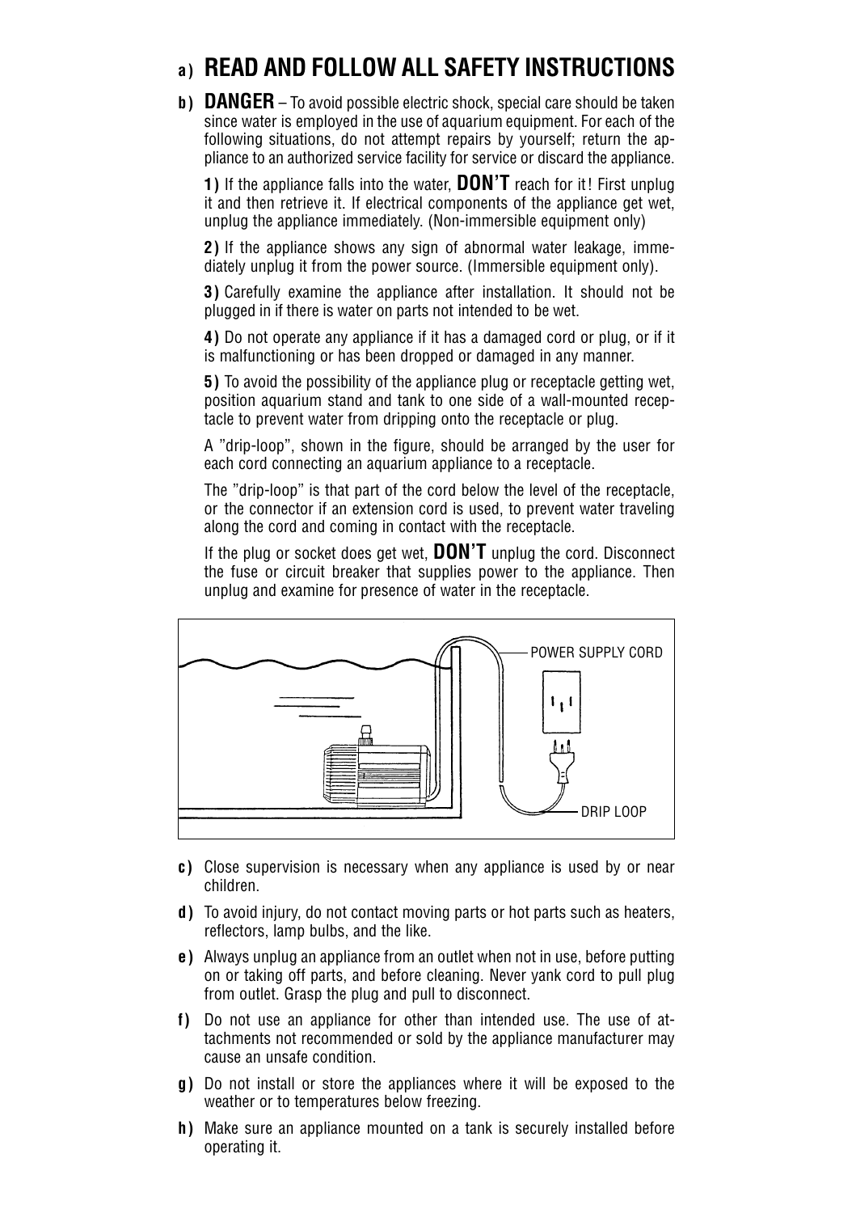## a) READ AND FOLLOW ALL SAFETY INSTRUCTIONS

**b) DANGER** – To avoid possible electric shock, special care should be taken since water is employed in the use of aquarium equipment. For each of the following situations, do not attempt repairs by yourself; return the appliance to an authorized service facility for service or discard the appliance.

**1)** If the appliance falls into the water, **DON'T** reach for it! First unplug it and then retrieve it. If electrical components of the appliance get wet, unplug the appliance immediately. (Non-immersible equipment only)

**2)** If the appliance shows any sign of abnormal water leakage, immediately unplug it from the power source. (Immersible equipment only).

**3)** Carefully examine the appliance after installation. It should not be plugged in if there is water on parts not intended to be wet.

**4)** Do not operate any appliance if it has a damaged cord or plug, or if it is malfunctioning or has been dropped or damaged in any manner.

**5)** To avoid the possibility of the appliance plug or receptacle getting wet, position aquarium stand and tank to one side of a wall-mounted receptacle to prevent water from dripping onto the receptacle or plug.

A "drip-loop", shown in the figure, should be arranged by the user for each cord connecting an aquarium appliance to a receptacle.

The "drip-loop" is that part of the cord below the level of the receptacle, or the connector if an extension cord is used, to prevent water traveling along the cord and coming in contact with the receptacle.

If the plug or socket does get wet, **DON'T** unplug the cord. Disconnect the fuse or circuit breaker that supplies power to the appliance. Then unplug and examine for presence of water in the receptacle.

POWER SUPPLY CORD

DRIP LOOP

**c)** Close supervision is necessary when any appliance is used by or near children.

**d)** To avoid injury, do not contact moving parts or hot parts such as heaters, reflectors, lamp bulbs, and the like.

**e)** Always unplug an appliance from an outlet when not in use, before putting on or taking off parts, and before cleaning. Never yank cord to pull plug from outlet. Grasp the plug and pull to disconnect.

**f)** Do not use an appliance for other than intended use. The use of attachments not recommended or sold by the appliance manufacturer may cause an unsafe condition.

**g)** Do not install or store the appliances where it will be exposed to the weather or to temperatures below freezing.

**h)** Make sure an appliance mounted on a tank is securely installed before operating it.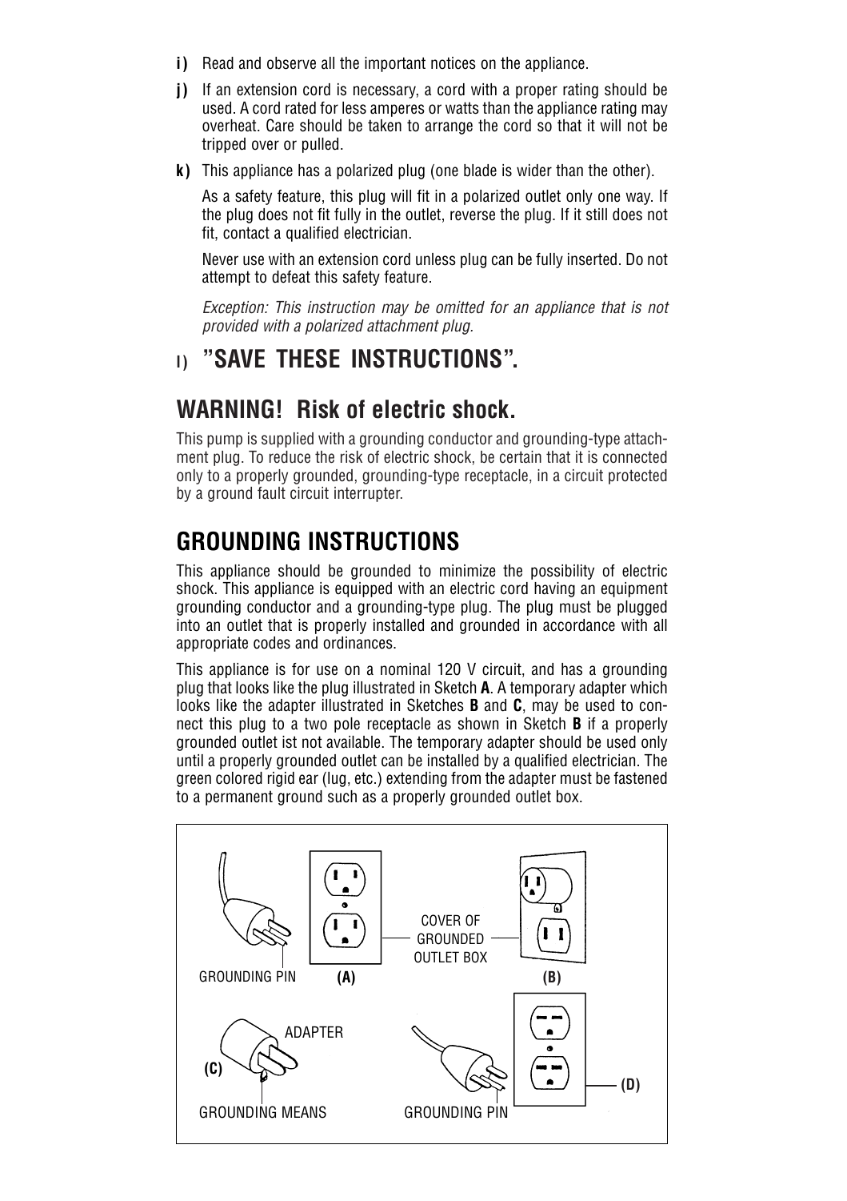**i)** Read and observe all the important notices on the appliance.

**j)** If an extension cord is necessary, a cord with a proper rating should be used. A cord rated for less amperes or watts than the appliance rating may overheat. Care should be taken to arrange the cord so that it will not be tripped over or pulled.

**k)** This appliance has a polarized plug (one blade is wider than the other).

As a safety feature, this plug will fit in a polarized outlet only one way. If the plug does not fit fully in the outlet, reverse the plug. If it still does not fit, contact a qualified electrician.

Never use with an extension cord unless plug can be fully inserted. Do not attempt to defeat this safety feature.

*Exception: This instruction may be omitted for an appliance that is not provided with a polarized attachment plug.*

**l) "SAVE THESE INSTRUCTIONS".**

## WARNING! Risk of electric shock.

This pump is supplied with a grounding conductor and grounding-type attachment plug. To reduce the risk of electric shock, be certain that it is connected only to a properly grounded, grounding-type receptacle, in a circuit protected by a ground fault circuit interrupter.

## GROUNDING INSTRUCTIONS

This appliance should be grounded to minimize the possibility of electric shock. This appliance is equipped with an electric cord having an equipment grounding conductor and a grounding-type plug. The plug must be plugged into an outlet that is properly installed and grounded in accordance with all appropriate codes and ordinances.

This appliance is for use on a nominal 120 V circuit, and has a grounding plug that looks like the plug illustrated in Sketch **A**. A temporary adapter which looks like the adapter illustrated in Sketches **B** and **C**, may be used to connect this plug to a two pole receptacle as shown in Sketch **B** if a properly grounded outlet ist not available. The temporary adapter should be used only until a properly grounded outlet can be installed by a qualified electrician. The green colored rigid ear (lug, etc.) extending from the adapter must be fastened to a permanent ground such as a properly grounded outlet box.

GROUNDING PIN **(A)** COVER OF GROUNDED OUTLET BOX **(B)**

ADAPTER **(C)** GROUNDING MEANS GROUNDING PIN **(D)**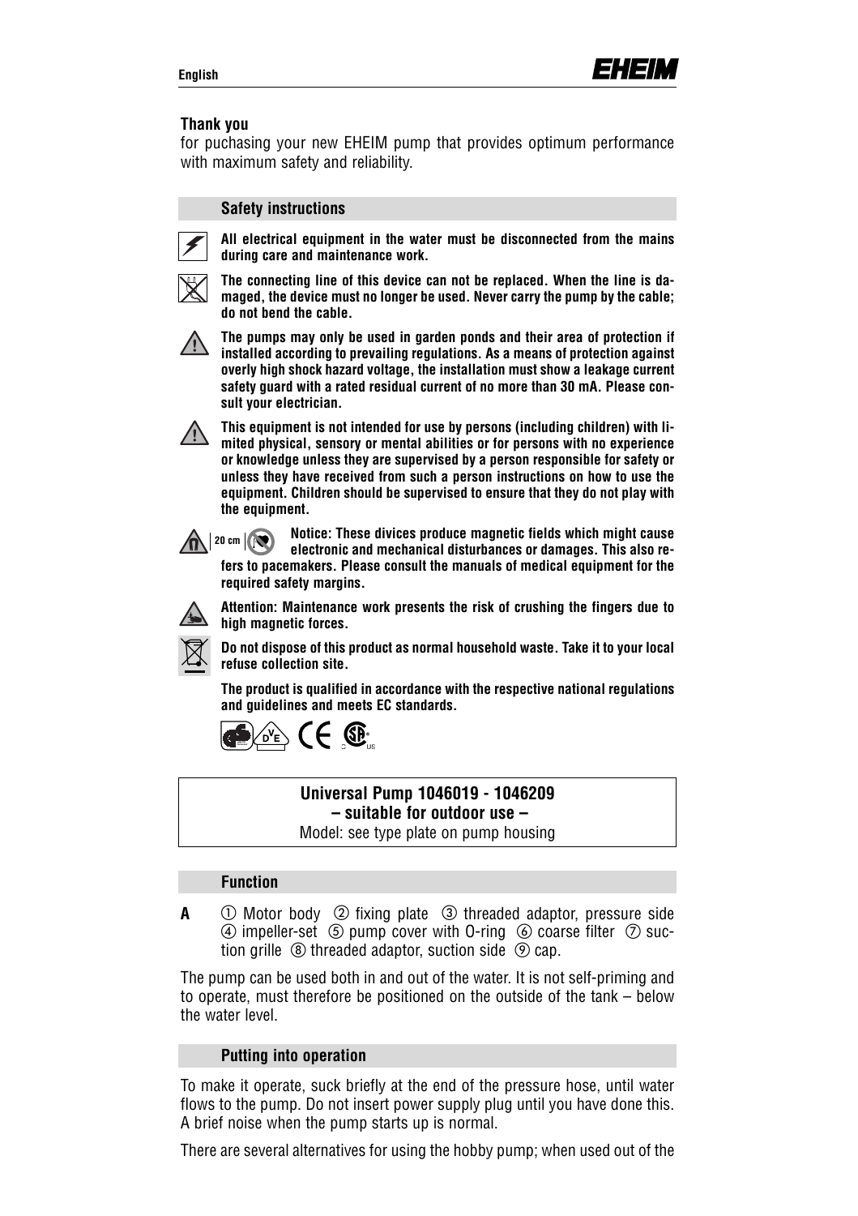**Thank you**

for puchasing your new EHEIM pump that provides optimum performance with maximum safety and reliability.

## Safety instructions

**All electrical equipment in the water must be disconnected from the mains during care and maintenance work.**

**The connecting line of this device can not be replaced. When the line is damaged, the device must no longer be used. Never carry the pump by the cable; do not bend the cable.**

**The pumps may only be used in garden ponds and their area of protection if installed according to prevailing regulations. As a means of protection against overly high shock hazard voltage, the installation must show a leakage current safety guard with a rated residual current of no more than 30 mA. Please consult your electrician.**

**This equipment is not intended for use by persons (including children) with limited physical, sensory or mental abilities or for persons with no experience or knowledge unless they are supervised by a person responsible for safety or unless they have received from such a person instructions on how to use the equipment. Children should be supervised to ensure that they do not play with the equipment.**

**20 cm Notice: These divices produce magnetic fields which might cause electronic and mechanical disturbances or damages. This also refers to pacemakers. Please consult the manuals of medical equipment for the required safety margins.**

**Attention: Maintenance work presents the risk of crushing the fingers due to high magnetic forces.**

**Do not dispose of this product as normal household waste. Take it to your local refuse collection site.**

**The product is qualified in accordance with the respective national regulations and guidelines and meets EC standards.**

**Universal Pump 1046019 - 1046209**
**– suitable for outdoor use –**
Model: see type plate on pump housing

## Function

**A** ① Motor body ② fixing plate ③ threaded adaptor, pressure side ④ impeller-set ⑤ pump cover with O-ring ⑥ coarse filter ⑦ suction grille ⑧ threaded adaptor, suction side ⑨ cap.

The pump can be used both in and out of the water. It is not self-priming and to operate, must therefore be positioned on the outside of the tank – below the water level.

## Putting into operation

To make it operate, suck briefly at the end of the pressure hose, until water flows to the pump. Do not insert power supply plug until you have done this. A brief noise when the pump starts up is normal.

There are several alternatives for using the hobby pump; when used out of the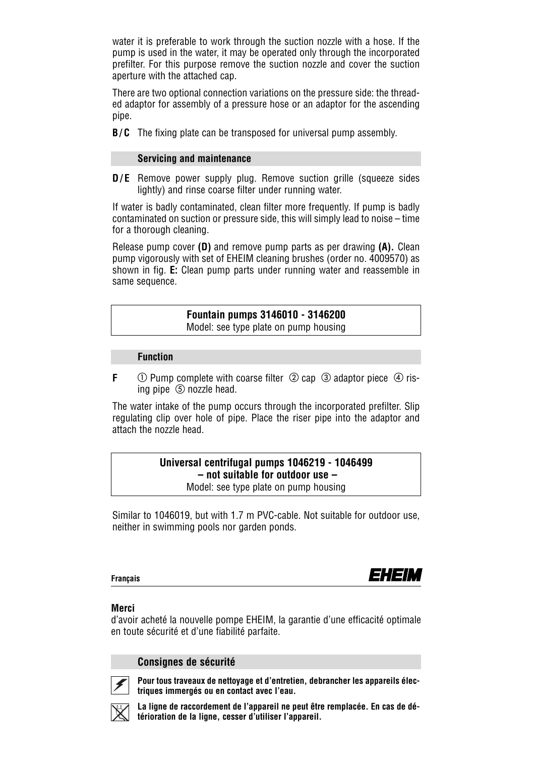water it is preferable to work through the suction nozzle with a hose. If the pump is used in the water, it may be operated only through the incorporated prefilter. For this purpose remove the suction nozzle and cover the suction aperture with the attached cap.

There are two optional connection variations on the pressure side: the threaded adaptor for assembly of a pressure hose or an adaptor for the ascending pipe.

**B/C** The fixing plate can be transposed for universal pump assembly.

### Servicing and maintenance

**D/E** Remove power supply plug. Remove suction grille (squeeze sides lightly) and rinse coarse filter under running water.

If water is badly contaminated, clean filter more frequently. If pump is badly contaminated on suction or pressure side, this will simply lead to noise – time for a thorough cleaning.

Release pump cover **(D)** and remove pump parts as per drawing **(A).** Clean pump vigorously with set of EHEIM cleaning brushes (order no. 4009570) as shown in fig. **E:** Clean pump parts under running water and reassemble in same sequence.

## Fountain pumps 3146010 - 3146200

Model: see type plate on pump housing

### Function

**F** ① Pump complete with coarse filter ② cap ③ adaptor piece ④ rising pipe ⑤ nozzle head.

The water intake of the pump occurs through the incorporated prefilter. Slip regulating clip over hole of pipe. Place the riser pipe into the adaptor and attach the nozzle head.

## Universal centrifugal pumps 1046219 - 1046499 – not suitable for outdoor use –

Model: see type plate on pump housing

Similar to 1046019, but with 1.7 m PVC-cable. Not suitable for outdoor use, neither in swimming pools nor garden ponds.

**Français** **EHEIM**

**Merci**
d'avoir acheté la nouvelle pompe EHEIM, la garantie d'une efficacité optimale en toute sécurité et d'une fiabilité parfaite.

### Consignes de sécurité

**Pour tous travaux de nettoyage et d'entretien, debrancher les appareils électriques immergés ou en contact avec l'eau.**

**La ligne de raccordement de l'appareil ne peut être remplacée. En cas de détérioration de la ligne, cesser d'utiliser l'appareil.**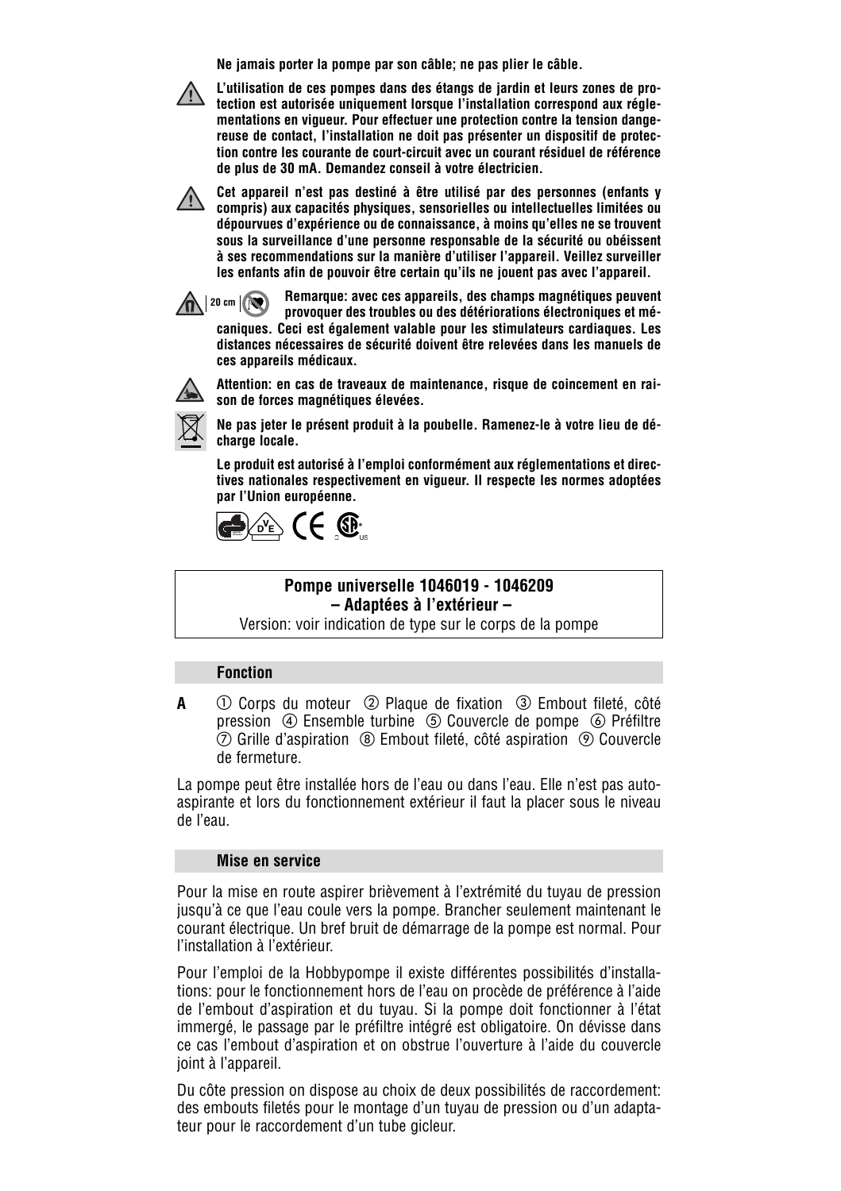**Ne jamais porter la pompe par son câble; ne pas plier le câble.**

**L'utilisation de ces pompes dans des étangs de jardin et leurs zones de protection est autorisée uniquement lorsque l'installation correspond aux réglementations en vigueur. Pour effectuer une protection contre la tension dangereuse de contact, l'installation ne doit pas présenter un dispositif de protection contre les courante de court-circuit avec un courant résiduel de référence de plus de 30 mA. Demandez conseil à votre électricien.**

**Cet appareil n'est pas destiné à être utilisé par des personnes (enfants y compris) aux capacités physiques, sensorielles ou intellectuelles limitées ou dépourvues d'expérience ou de connaissance, à moins qu'elles ne se trouvent sous la surveillance d'une personne responsable de la sécurité ou obéissent à ses recommendations sur la manière d'utiliser l'appareil. Veillez surveiller les enfants afin de pouvoir être certain qu'ils ne jouent pas avec l'appareil.**

20 cm **Remarque: avec ces appareils, des champs magnétiques peuvent provoquer des troubles ou des détériorations électroniques et mécaniques. Ceci est également valable pour les stimulateurs cardiaques. Les distances nécessaires de sécurité doivent être relevées dans les manuels de ces appareils médicaux.**

**Attention: en cas de traveaux de maintenance, risque de coincement en raison de forces magnétiques élevées.**

**Ne pas jeter le présent produit à la poubelle. Ramenez-le à votre lieu de décharge locale.**

**Le produit est autorisé à l'emploi conformément aux réglementations et directives nationales respectivement en vigueur. Il respecte les normes adoptées par l'Union européenne.**

**Pompe universelle 1046019 - 1046209**
**– Adaptées à l'extérieur –**
Version: voir indication de type sur le corps de la pompe

## Fonction

**A** ① Corps du moteur ② Plaque de fixation ③ Embout fileté, côté pression ④ Ensemble turbine ⑤ Couvercle de pompe ⑥ Préfiltre ⑦ Grille d'aspiration ⑧ Embout fileté, côté aspiration ⑨ Couvercle de fermeture.

La pompe peut être installée hors de l'eau ou dans l'eau. Elle n'est pas auto-aspirante et lors du fonctionnement extérieur il faut la placer sous le niveau de l'eau.

## Mise en service

Pour la mise en route aspirer brièvement à l'extrémité du tuyau de pression jusqu'à ce que l'eau coule vers la pompe. Brancher seulement maintenant le courant électrique. Un bref bruit de démarrage de la pompe est normal. Pour l'installation à l'extérieur.

Pour l'emploi de la Hobbypompe il existe différentes possibilités d'installations: pour le fonctionnement hors de l'eau on procède de préférence à l'aide de l'embout d'aspiration et du tuyau. Si la pompe doit fonctionner à l'état immergé, le passage par le préfiltre intégré est obligatoire. On dévisse dans ce cas l'embout d'aspiration et on obstrue l'ouverture à l'aide du couvercle joint à l'appareil.

Du côte pression on dispose au choix de deux possibilités de raccordement: des embouts filetés pour le montage d'un tuyau de pression ou d'un adaptateur pour le raccordement d'un tube gicleur.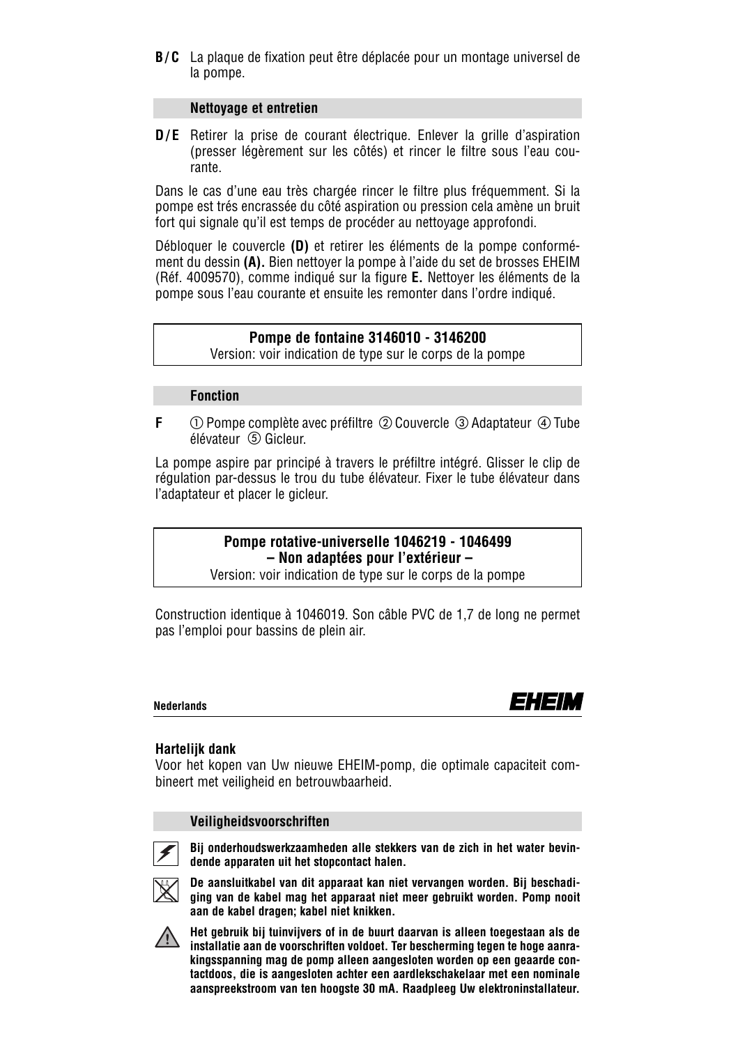**B/C** La plaque de fixation peut être déplacée pour un montage universel de la pompe.

### Nettoyage et entretien

**D/E** Retirer la prise de courant électrique. Enlever la grille d'aspiration (presser légèrement sur les côtés) et rincer le filtre sous l'eau courante.

Dans le cas d'une eau très chargée rincer le filtre plus fréquemment. Si la pompe est trés encrassée du côté aspiration ou pression cela amène un bruit fort qui signale qu'il est temps de procéder au nettoyage approfondi.

Débloquer le couvercle **(D)** et retirer les éléments de la pompe conformément du dessin **(A).** Bien nettoyer la pompe à l'aide du set de brosses EHEIM (Réf. 4009570), comme indiqué sur la figure **E.** Nettoyer les éléments de la pompe sous l'eau courante et ensuite les remonter dans l'ordre indiqué.

## Pompe de fontaine 3146010 - 3146200

Version: voir indication de type sur le corps de la pompe

### Fonction

**F** ① Pompe complète avec préfiltre ② Couvercle ③ Adaptateur ④ Tube élévateur ⑤ Gicleur.

La pompe aspire par principé à travers le préfiltre intégré. Glisser le clip de régulation par-dessus le trou du tube élévateur. Fixer le tube élévateur dans l'adaptateur et placer le gicleur.

## Pompe rotative-universelle 1046219 - 1046499
## – Non adaptées pour l'extérieur –

Version: voir indication de type sur le corps de la pompe

Construction identique à 1046019. Son câble PVC de 1,7 de long ne permet pas l'emploi pour bassins de plein air.

**Nederlands**

**Hartelijk dank**
Voor het kopen van Uw nieuwe EHEIM-pomp, die optimale capaciteit combineert met veiligheid en betrouwbaarheid.

### Veiligheidsvoorschriften

**Bij onderhoudswerkzaamheden alle stekkers van de zich in het water bevindende apparaten uit het stopcontact halen.**

**De aansluitkabel van dit apparaat kan niet vervangen worden. Bij beschadiging van de kabel mag het apparaat niet meer gebruikt worden. Pomp nooit aan de kabel dragen; kabel niet knikken.**

**Het gebruik bij tuinvijvers of in de buurt daarvan is alleen toegestaan als de installatie aan de voorschriften voldoet. Ter bescherming tegen te hoge aanrakingsspanning mag de pomp alleen aangesloten worden op een geaarde contactdoos, die is aangesloten achter een aardlekschakelaar met een nominale aanspreekstroom van ten hoogste 30 mA. Raadpleeg Uw elektroninstallateur.**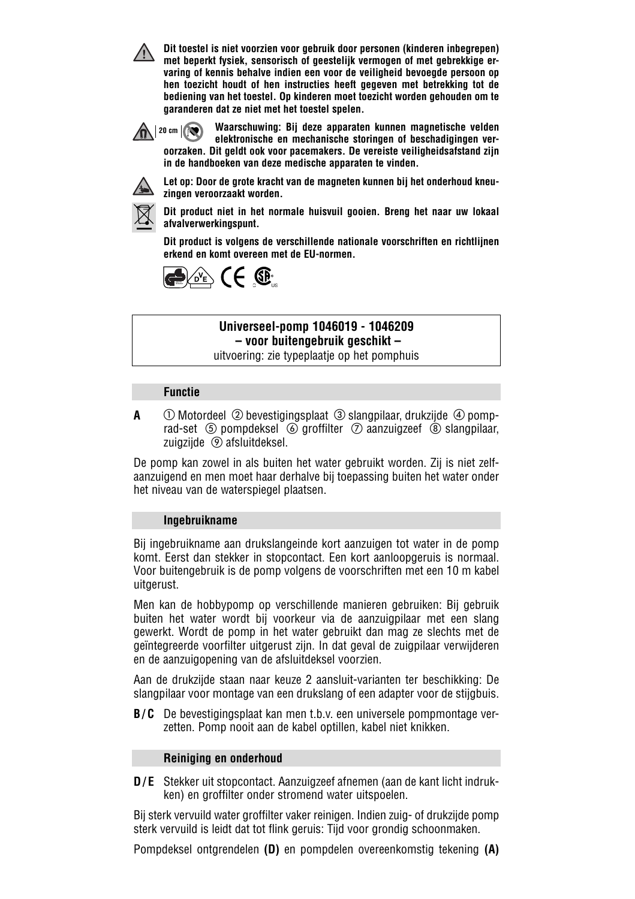**Dit toestel is niet voorzien voor gebruik door personen (kinderen inbegrepen) met beperkt fysiek, sensorisch of geestelijk vermogen of met gebrekkige ervaring of kennis behalve indien een voor de veiligheid bevoegde persoon op hen toezicht houdt of hen instructies heeft gegeven met betrekking tot de bediening van het toestel. Op kinderen moet toezicht worden gehouden om te garanderen dat ze niet met het toestel spelen.**

20 cm **Waarschuwing: Bij deze apparaten kunnen magnetische velden elektronische en mechanische storingen of beschadigingen veroorzaken. Dit geldt ook voor pacemakers. De vereiste veiligheidsafstand zijn in de handboeken van deze medische apparaten te vinden.**

**Let op: Door de grote kracht van de magneten kunnen bij het onderhoud kneuzingen veroorzaakt worden.**

**Dit product niet in het normale huisvuil gooien. Breng het naar uw lokaal afvalverwerkingspunt.**

**Dit product is volgens de verschillende nationale voorschriften en richtlijnen erkend en komt overeen met de EU-normen.**

**Universeel-pomp 1046019 - 1046209**
**– voor buitengebruik geschikt –**
uitvoering: zie typeplaatje op het pomphuis

## Functie

**A** ① Motordeel ② bevestigingsplaat ③ slangpilaar, drukzijde ④ pomprad-set ⑤ pompdeksel ⑥ groffilter ⑦ aanzuigzeef ⑧ slangpilaar, zuigzijde ⑨ afsluitdeksel.

De pomp kan zowel in als buiten het water gebruikt worden. Zij is niet zelfaanzuigend en men moet haar derhalve bij toepassing buiten het water onder het niveau van de waterspiegel plaatsen.

## Ingebruikname

Bij ingebruikname aan drukslangeinde kort aanzuigen tot water in de pomp komt. Eerst dan stekker in stopcontact. Een kort aanloopgeruis is normaal. Voor buitengebruik is de pomp volgens de voorschriften met een 10 m kabel uitgerust.

Men kan de hobbypomp op verschillende manieren gebruiken: Bij gebruik buiten het water wordt bij voorkeur via de aanzuigpilaar met een slang gewerkt. Wordt de pomp in het water gebruikt dan mag ze slechts met de geïntegreerde voorfilter uitgerust zijn. In dat geval de zuigpilaar verwijderen en de aanzuigopening van de afsluitdeksel voorzien.

Aan de drukzijde staan naar keuze 2 aansluit-varianten ter beschikking: De slangpilaar voor montage van een drukslang of een adapter voor de stijgbuis.

**B/C** De bevestigingsplaat kan men t.b.v. een universele pompmontage verzetten. Pomp nooit aan de kabel optillen, kabel niet knikken.

## Reiniging en onderhoud

**D/E** Stekker uit stopcontact. Aanzuigzeef afnemen (aan de kant licht indrukken) en groffilter onder stromend water uitspoelen.

Bij sterk vervuild water groffilter vaker reinigen. Indien zuig- of drukzijde pomp sterk vervuild is leidt dat tot flink geruis: Tijd voor grondig schoonmaken.

Pompdeksel ontgrendelen **(D)** en pompdelen overeenkomstig tekening **(A)**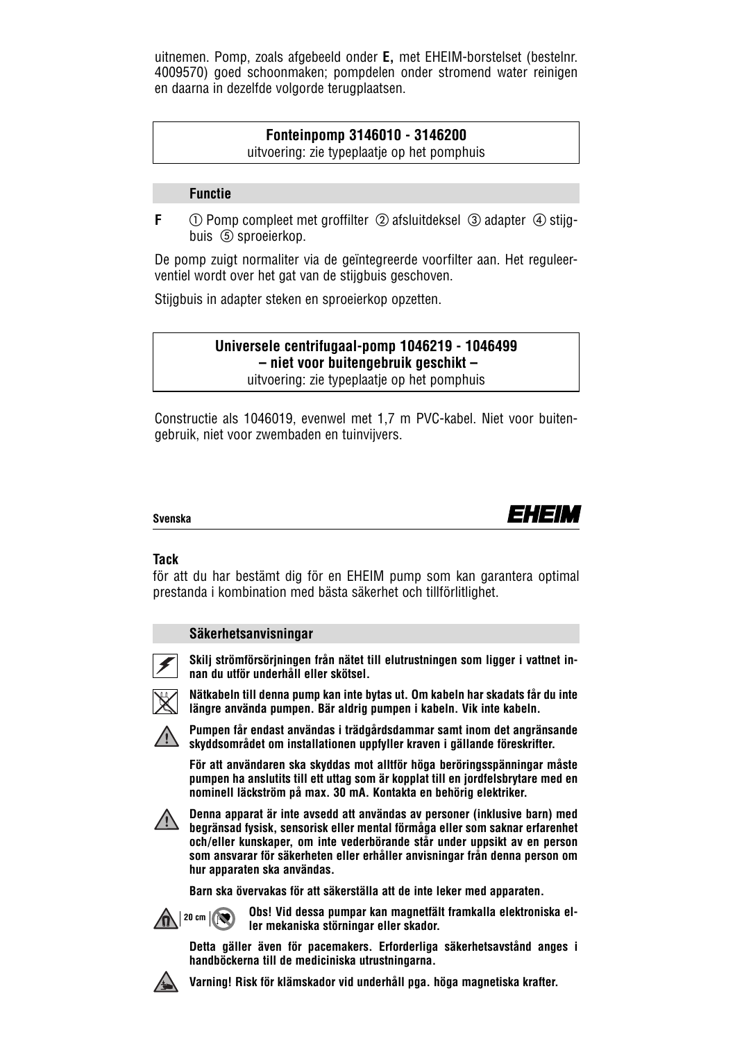uitnemen. Pomp, zoals afgebeeld onder **E,** met EHEIM-borstelset (bestelnr. 4009570) goed schoonmaken; pompdelen onder stromend water reinigen en daarna in dezelfde volgorde terugplaatsen.

**Fonteinpomp 3146010 - 3146200**
uitvoering: zie typeplaatje op het pomphuis

### Functie

**F** ① Pomp compleet met groffilter ② afsluitdeksel ③ adapter ④ stijgbuis ⑤ sproeierkop.

De pomp zuigt normaliter via de geïntegreerde voorfilter aan. Het reguleerventiel wordt over het gat van de stijgbuis geschoven.

Stijgbuis in adapter steken en sproeierkop opzetten.

**Universele centrifugaal-pomp 1046219 - 1046499**
**– niet voor buitengebruik geschikt –**
uitvoering: zie typeplaatje op het pomphuis

Constructie als 1046019, evenwel met 1,7 m PVC-kabel. Niet voor buitengebruik, niet voor zwembaden en tuinvijvers.

**Svenska**

**EHEIM**

**Tack**
för att du har bestämt dig för en EHEIM pump som kan garantera optimal prestanda i kombination med bästa säkerhet och tillförlitlighet.

### Säkerhetsanvisningar

**Skilj strömförsörjningen från nätet till elutrustningen som ligger i vattnet innan du utför underhåll eller skötsel.**

**Nätkabeln till denna pump kan inte bytas ut. Om kabeln har skadats får du inte längre använda pumpen. Bär aldrig pumpen i kabeln. Vik inte kabeln.**

**Pumpen får endast användas i trädgårdsdammar samt inom det angränsande skyddsområdet om installationen uppfyller kraven i gällande föreskrifter.**

**För att användaren ska skyddas mot alltför höga beröringsspänningar måste pumpen ha anslutits till ett uttag som är kopplat till en jordfelsbrytare med en nominell läckström på max. 30 mA. Kontakta en behörig elektriker.**

**Denna apparat är inte avsedd att användas av personer (inklusive barn) med begränsad fysisk, sensorisk eller mental förmåga eller som saknar erfarenhet och/eller kunskaper, om inte vederbörande står under uppsikt av en person som ansvarar för säkerheten eller erhåller anvisningar från denna person om hur apparaten ska användas.**

**Barn ska övervakas för att säkerställa att de inte leker med apparaten.**

20 cm **Obs! Vid dessa pumpar kan magnetfält framkalla elektroniska eller mekaniska störningar eller skador.**

**Detta gäller även för pacemakers. Erforderliga säkerhetsavstånd anges i handböckerna till de medicinska utrustningarna.**

**Varning! Risk för klämskador vid underhåll pga. höga magnetiska krafter.**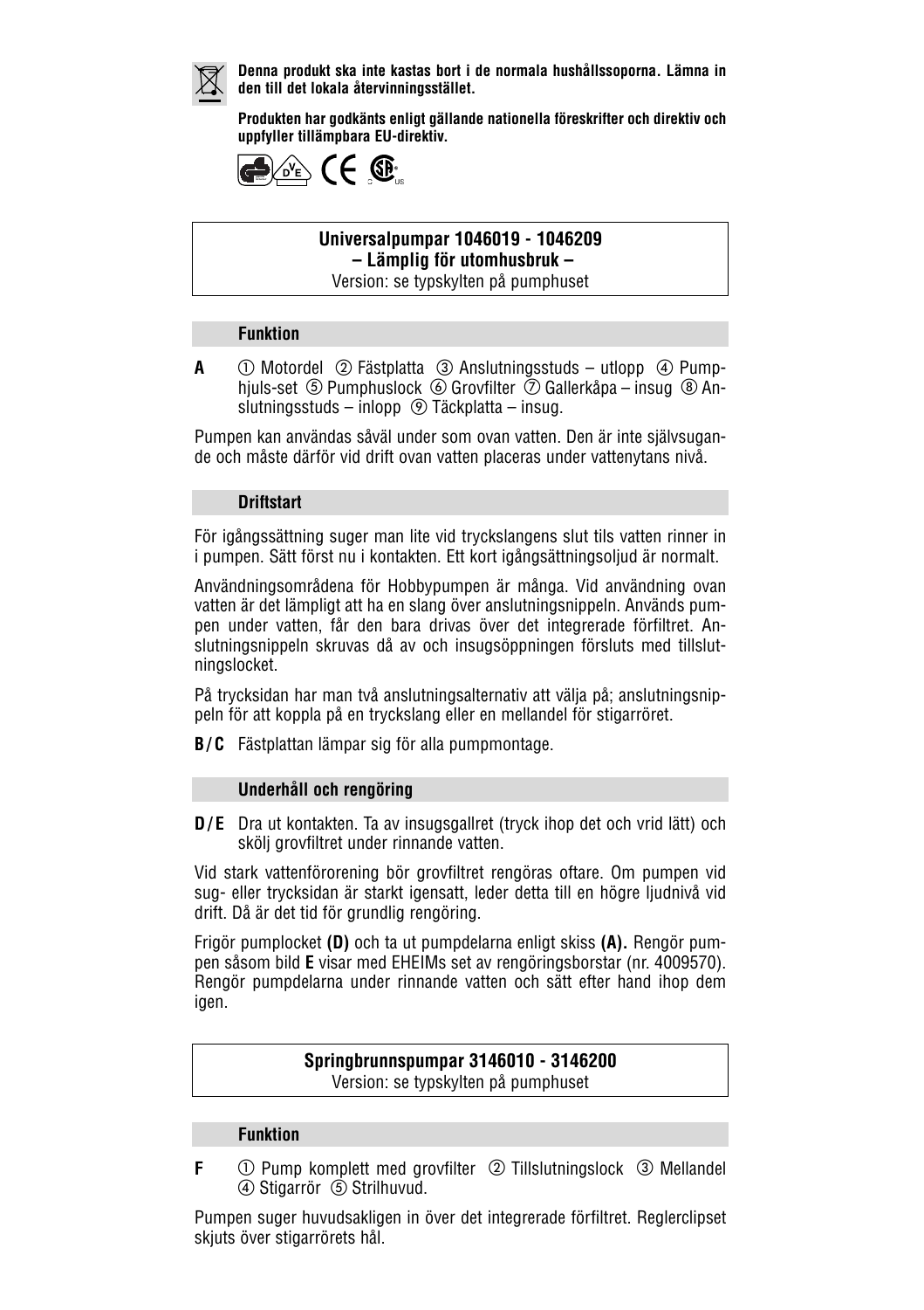**Denna produkt ska inte kastas bort i de normala hushållssoporna. Lämna in den till det lokala återvinningsstället.**

**Produkten har godkänts enligt gällande nationella föreskrifter och direktiv och uppfyller tillämpbara EU-direktiv.**

**Universalpumpar 1046019 - 1046209**
**– Lämplig för utomhusbruk –**
Version: se typskylten på pumphuset

### Funktion

**A** ① Motordel ② Fästplatta ③ Anslutningsstuds – utlopp ④ Pumphjuls-set ⑤ Pumphuslock ⑥ Grovfilter ⑦ Gallerkåpa – insug ⑧ Anslutningsstuds – inlopp ⑨ Täckplatta – insug.

Pumpen kan användas såväl under som ovan vatten. Den är inte självsugande och måste därför vid drift ovan vatten placeras under vattenytans nivå.

### Driftstart

För igångssättning suger man lite vid tryckslangens slut tils vatten rinner in i pumpen. Sätt först nu i kontakten. Ett kort igångsättningsoljud är normalt.

Användningsområdena för Hobbypumpen är många. Vid användning ovan vatten är det lämpligt att ha en slang över anslutningsnippeln. Används pumpen under vatten, får den bara drivas över det integrerade förfiltret. Anslutningsnippeln skruvas då av och insugsöppningen försluts med tillslutningslocket.

På trycksidan har man två anslutningsalternativ att välja på; anslutningsnippeln för att koppla på en tryckslang eller en mellandel för stigarröret.

**B/C** Fästplattan lämpar sig för alla pumpmontage.

### Underhåll och rengöring

**D/E** Dra ut kontakten. Ta av insugsgallret (tryck ihop det och vrid lätt) och skölj grovfiltret under rinnande vatten.

Vid stark vattenförorening bör grovfiltret rengöras oftare. Om pumpen vid sug- eller trycksidan är starkt igensatt, leder detta till en högre ljudnivå vid drift. Då är det tid för grundlig rengöring.

Frigör pumplocket **(D)** och ta ut pumpdelarna enligt skiss **(A).** Rengör pumpen såsom bild **E** visar med EHEIMs set av rengöringsborstar (nr. 4009570). Rengör pumpdelarna under rinnande vatten och sätt efter hand ihop dem igen.

**Springbrunnspumpar 3146010 - 3146200**
Version: se typskylten på pumphuset

### Funktion

**F** ① Pump komplett med grovfilter ② Tillslutningslock ③ Mellandel ④ Stigarrör ⑤ Strilhuvud.

Pumpen suger huvudsakligen in över det integrerade förfiltret. Reglerclipset skjuts över stigarrörets hål.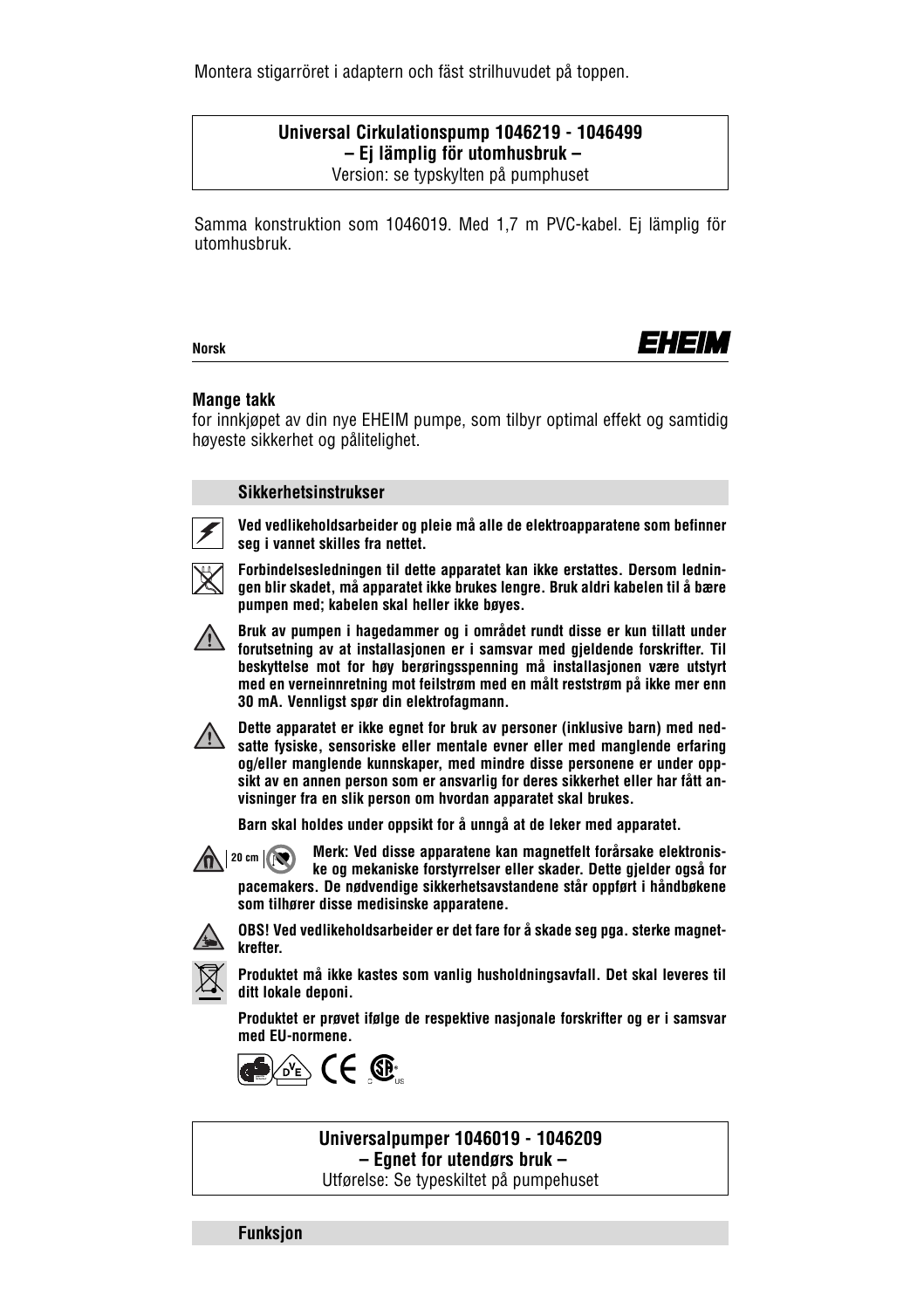Montera stigarröret i adaptern och fäst strilhuvudet på toppen.

**Universal Cirkulationspump 1046219 - 1046499**
**– Ej lämplig för utomhusbruk –**
Version: se typskylten på pumphuset

Samma konstruktion som 1046019. Med 1,7 m PVC-kabel. Ej lämplig för utomhusbruk.

**Norsk**

EHEIM

**Mange takk**
for innkjøpet av din nye EHEIM pumpe, som tilbyr optimal effekt og samtidig høyeste sikkerhet og pålitelighet.

## Sikkerhetsinstrukser

**Ved vedlikeholdsarbeider og pleie må alle de elektroapparatene som befinner seg i vannet skilles fra nettet.**

**Forbindelsesledningen til dette apparatet kan ikke erstattes. Dersom ledningen blir skadet, må apparatet ikke brukes lengre. Bruk aldri kabelen til å bære pumpen med; kabelen skal heller ikke bøyes.**

**Bruk av pumpen i hagedammer og i området rundt disse er kun tillatt under forutsetning av at installasjonen er i samsvar med gjeldende forskrifter. Til beskyttelse mot for høy berøringsspenning må installasjonen være utstyrt med en verneinnretning mot feilstrøm med en målt reststrøm på ikke mer enn 30 mA. Vennligst spør din elektrofagmann.**

**Dette apparatet er ikke egnet for bruk av personer (inklusive barn) med nedsatte fysiske, sensoriske eller mentale evner eller med manglende erfaring og/eller manglende kunnskaper, med mindre disse personene er under oppsikt av en annen person som er ansvarlig for deres sikkerhet eller har fått anvisninger fra en slik person om hvordan apparatet skal brukes.**

**Barn skal holdes under oppsikt for å unngå at de leker med apparatet.**

20 cm **Merk: Ved disse apparatene kan magnetfelt forårsake elektroniske og mekaniske forstyrrelser eller skader. Dette gjelder også for pacemakers. De nødvendige sikkerhetsavstandene står oppført i håndbøkene som tilhører disse medisinske apparatene.**

**OBS! Ved vedlikeholdsarbeider er det fare for å skade seg pga. sterke magnetkrefter.**

**Produktet må ikke kastes som vanlig husholdningsavfall. Det skal leveres til ditt lokale deponi.**

**Produktet er prøvet ifølge de respektive nasjonale forskrifter og er i samsvar med EU-normene.**

**Universalpumper 1046019 - 1046209**
**– Egnet for utendørs bruk –**
Utførelse: Se typeskiltet på pumpehuset

## Funksjon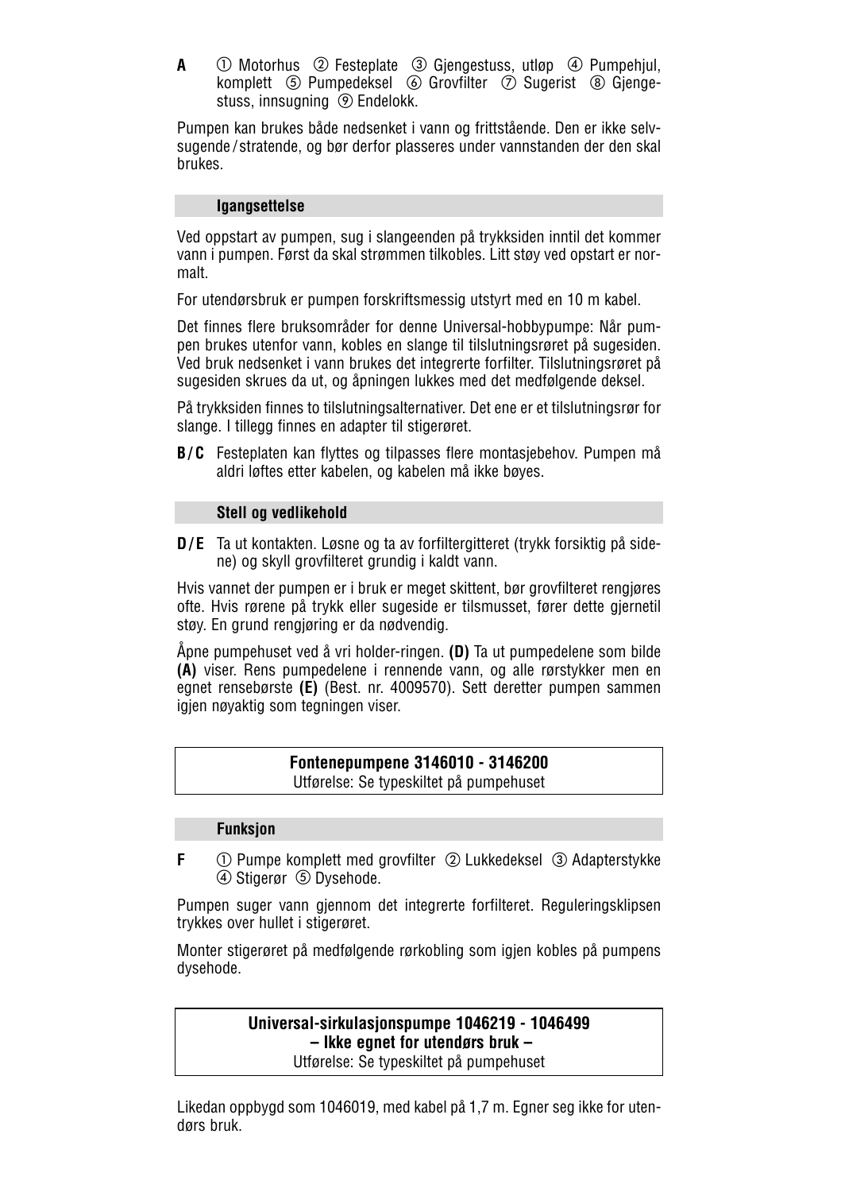**A** ① Motorhus ② Festeplate ③ Gjengestuss, utløp ④ Pumpehjul, komplett ⑤ Pumpedeksel ⑥ Grovfilter ⑦ Sugerist ⑧ Gjengestuss, innsugning ⑨ Endelokk.

Pumpen kan brukes både nedsenket i vann og frittstående. Den er ikke selvsugende / stratende, og bør derfor plasseres under vannstanden der den skal brukes.

### Igangsettelse

Ved oppstart av pumpen, sug i slangeenden på trykksiden inntil det kommer vann i pumpen. Først da skal strømmen tilkobles. Litt støy ved opstart er normalt.

For utendørsbruk er pumpen forskriftsmessig utstyrt med en 10 m kabel.

Det finnes flere bruksområder for denne Universal-hobbypumpe: Når pumpen brukes utenfor vann, kobles en slange til tilslutningsrøret på sugesiden. Ved bruk nedsenket i vann brukes det integrerte forfilter. Tilslutningsrøret på sugesiden skrues da ut, og åpningen lukkes med det medfølgende deksel.

På trykksiden finnes to tilslutningsalternativer. Det ene er et tilslutningsrør for slange. I tillegg finnes en adapter til stigerøret.

**B / C** Festeplaten kan flyttes og tilpasses flere montasjebehov. Pumpen må aldri løftes etter kabelen, og kabelen må ikke bøyes.

### Stell og vedlikehold

**D / E** Ta ut kontakten. Løsne og ta av forfiltergitteret (trykk forsiktig på sidene) og skyll grovfilteret grundig i kaldt vann.

Hvis vannet der pumpen er i bruk er meget skittent, bør grovfilteret rengjøres ofte. Hvis rørene på trykk eller sugeside er tilsmusset, fører dette gjernetil støy. En grund rengjøring er da nødvendig.

Åpne pumpehuset ved å vri holder-ringen. **(D)** Ta ut pumpedelene som bilde **(A)** viser. Rens pumpedelene i rennende vann, og alle rørstykker men en egnet rensebørste **(E)** (Best. nr. 4009570). Sett deretter pumpen sammen igjen nøyaktig som tegningen viser.

## Fontenepumpene 3146010 - 3146200

Utførelse: Se typeskiltet på pumpehuset

### Funksjon

**F** ① Pumpe komplett med grovfilter ② Lukkedeksel ③ Adapterstykke ④ Stigerør ⑤ Dysehode.

Pumpen suger vann gjennom det integrerte forfilteret. Reguleringsklipsen trykkes over hullet i stigerøret.

Monter stigerøret på medfølgende rørkobling som igjen kobles på pumpens dysehode.

## Universal-sirkulasjonspumpe 1046219 - 1046499
## – Ikke egnet for utendørs bruk –

Utførelse: Se typeskiltet på pumpehuset

Likedan oppbygd som 1046019, med kabel på 1,7 m. Egner seg ikke for utendørs bruk.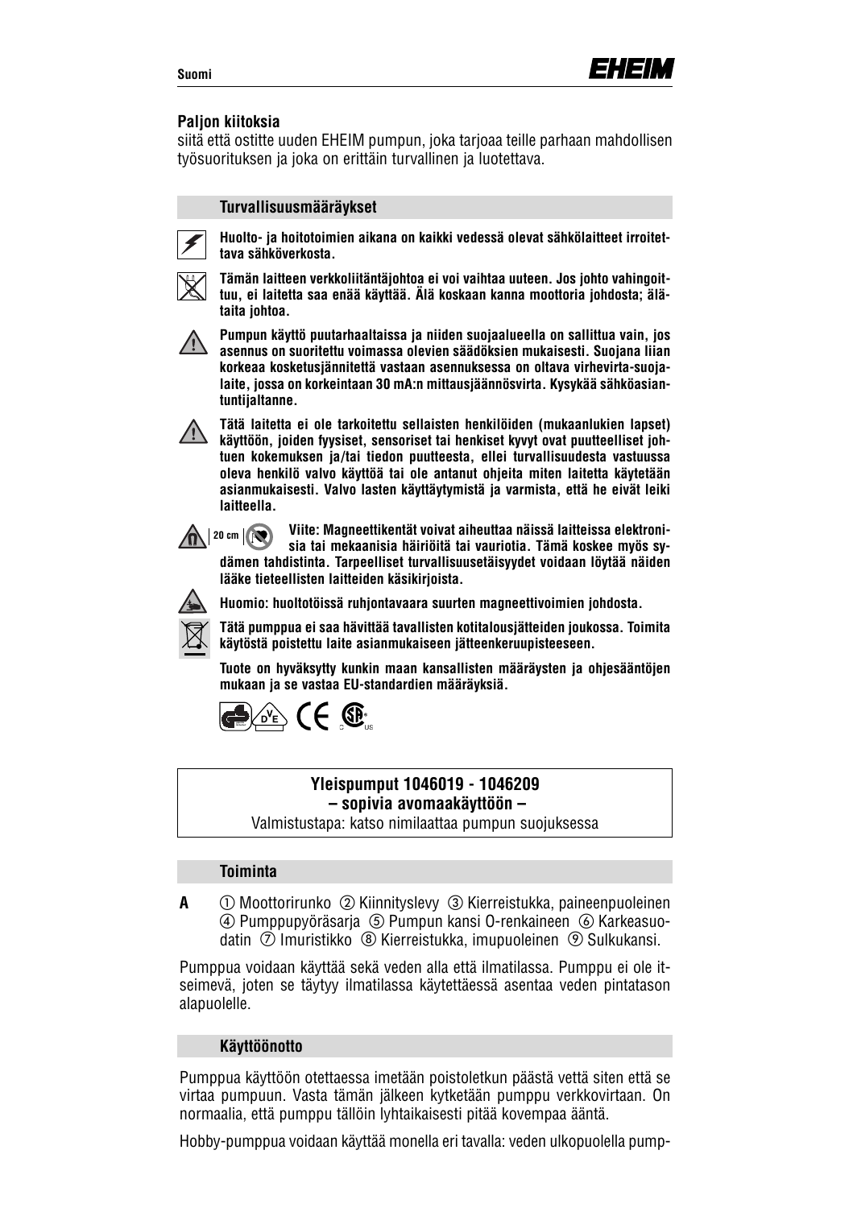**Paljon kiitoksia**
siitä että ostitte uuden EHEIM pumpun, joka tarjoaa teille parhaan mahdollisen työsuorituksen ja joka on erittäin turvallinen ja luotettava.

## Turvallisuusmääräykset

**Huolto- ja hoitotoimien aikana on kaikki vedessä olevat sähkölaitteet irroitettava sähköverkosta.**

**Tämän laitteen verkkoliitäntäjohtoa ei voi vaihtaa uuteen. Jos johto vahingoittuu, ei laitetta saa enää käyttää. Älä koskaan kanna moottoria johdosta; älä taita johtoa.**

**Pumpun käyttö puutarhaaltaissa ja niiden suojaalueella on sallittua vain, jos asennus on suoritettu voimassa olevien säädöksien mukaisesti. Suojana liian korkeaa kosketusjännitettä vastaan asennuksessa on oltava virhevirta-suojalaite, jossa on korkeintaan 30 mA:n mittausjäännösvirta. Kysykää sähköasiantuntijaltanne.**

**Tätä laitetta ei ole tarkoitettu sellaisten henkilöiden (mukaanlukien lapset) käyttöön, joiden fyysiset, sensoriset tai henkiset kyvyt ovat puutteelliset johtuen kokemuksen ja/tai tiedon puutteesta, ellei turvallisuudesta vastuussa oleva henkilö valvo käyttöä tai ole antanut ohjeita miten laitetta käytetään asianmukaisesti. Valvo lasten käyttäytymistä ja varmista, että he eivät leiki laitteella.**

20 cm **Viite: Magneettikentät voivat aiheuttaa näissä laitteissa elektronisia tai mekaanisia häiriöitä tai vauriotia. Tämä koskee myös sydämen tahdistinta. Tarpeelliset turvallisuusetäisyydet voidaan löytää näiden lääke tieteellisten laitteiden käsikirjoista.**

**Huomio: huoltotöissä ruhjontavaara suurten magneettivoimien johdosta.**

**Tätä pumppua ei saa hävittää tavallisten kotitalousjätteiden joukossa. Toimita käytöstä poistettu laite asianmukaiseen jätteenkeruupisteeseen.**

**Tuote on hyväksytty kunkin maan kansallisten määräysten ja ohjesääntöjen mukaan ja se vastaa EU-standardien määräyksiä.**

**Yleispumput 1046019 - 1046209**
**– sopivia avomaakäyttöön –**
Valmistustapa: katso nimilaattaa pumpun suojuksessa

## Toiminta

**A** ① Moottorirunko ② Kiinnityslevy ③ Kierreistukka, paineenpuoleinen ④ Pumppupyöräsarja ⑤ Pumpun kansi O-renkaineen ⑥ Karkeasuodatin ⑦ Imuristikko ⑧ Kierreistukka, imupuoleinen ⑨ Sulkukansi.

Pumppua voidaan käyttää sekä veden alla että ilmatilassa. Pumppu ei ole itseimevä, joten se täytyy ilmatilassa käytettäessä asentaa veden pintatason alapuolelle.

## Käyttöönotto

Pumppua käyttöön otettaessa imetään poistoletkun päästä vettä siten että se virtaa pumpuun. Vasta tämän jälkeen kytketään pumppu verkkovirtaan. On normaalia, että pumppu tällöin lyhtaikaisesti pitää kovempaa ääntä.

Hobby-pumppua voidaan käyttää monella eri tavalla: veden ulkopuolella pump-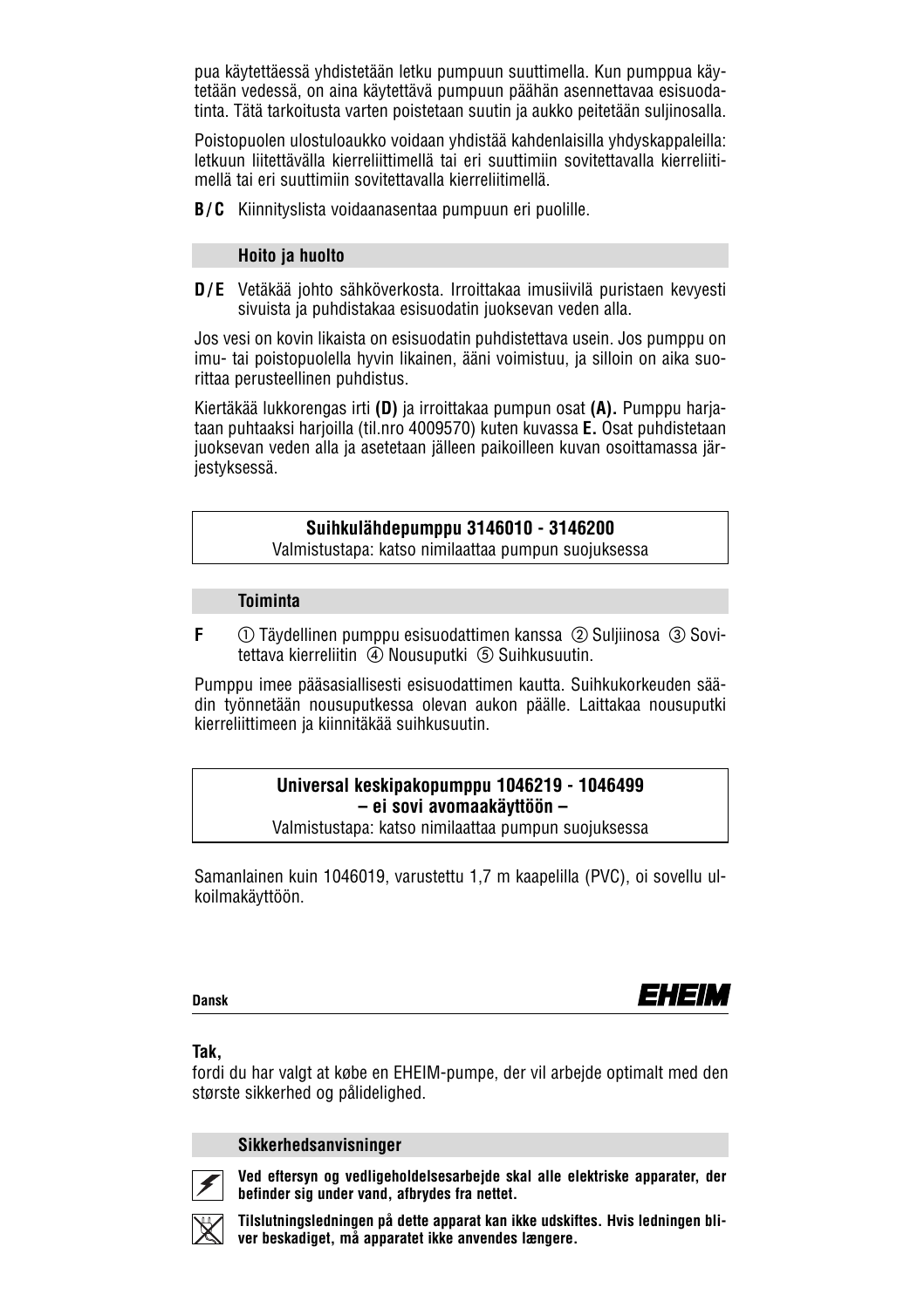pua käytettäessä yhdistetään letku pumpuun suuttimella. Kun pumppua käytetään vedessä, on aina käytettävä pumpuun päähän asennettavaa esisuodatinta. Tätä tarkoitusta varten poistetaan suutin ja aukko peitetään suljinosalla.

Poistopuolen ulostuloaukko voidaan yhdistää kahdenlaisilla yhdyskappaleilla: letkuun liitettävällä kierreliittimellä tai eri suuttimiin sovitettavalla kierreliitimellä tai eri suuttimiin sovitettavalla kierreliitimellä.

**B / C** Kiinnityslista voidaanasentaa pumpuun eri puolille.

### Hoito ja huolto

**D / E** Vetäkää johto sähköverkosta. Irroittakaa imusiivilä puristaen kevyesti sivuista ja puhdistakaa esisuodatin juoksevan veden alla.

Jos vesi on kovin likaista on esisuodatin puhdistettava usein. Jos pumppu on imu- tai poistopuolella hyvin likainen, ääni voimistuu, ja silloin on aika suorittaa perusteellinen puhdistus.

Kiertäkää lukkorengas irti **(D)** ja irroittakaa pumpun osat **(A).** Pumppu harjataan puhtaaksi harjoilla (til.nro 4009570) kuten kuvassa **E.** Osat puhdistetaan juoksevan veden alla ja asetetaan jälleen paikoilleen kuvan osoittamassa järjestyksessä.

## Suihkulähdepumppu 3146010 - 3146200

Valmistustapa: katso nimilaattaa pumpun suojuksessa

### Toiminta

**F** ① Täydellinen pumppu esisuodattimen kanssa ② Suljiinosa ③ Sovitettava kierreliitin ④ Nousuputki ⑤ Suihkusuutin.

Pumppu imee pääsasiallisesti esisuodattimen kautta. Suihkukorkeuden säädin työnnetään nousuputkessa olevan aukon päälle. Laittakaa nousuputki kierreliittimeen ja kiinnitäkää suihkusuutin.

## Universal keskipakopumppu 1046219 - 1046499
## – ei sovi avomaakäyttöön –

Valmistustapa: katso nimilaattaa pumpun suojuksessa

Samanlainen kuin 1046019, varustettu 1,7 m kaapelilla (PVC), oi sovellu ulkoilmakäyttöön.

**Dansk**

**EHEIM**

**Tak,**
fordi du har valgt at købe en EHEIM-pumpe, der vil arbejde optimalt med den største sikkerhed og pålidelighed.

### Sikkerhedsanvisninger

**Ved eftersyn og vedligeholdelsesarbejde skal alle elektriske apparater, der befinder sig under vand, afbrydes fra nettet.**

**Tilslutningsledningen på dette apparat kan ikke udskiftes. Hvis ledningen bliver beskadiget, må apparatet ikke anvendes længere.**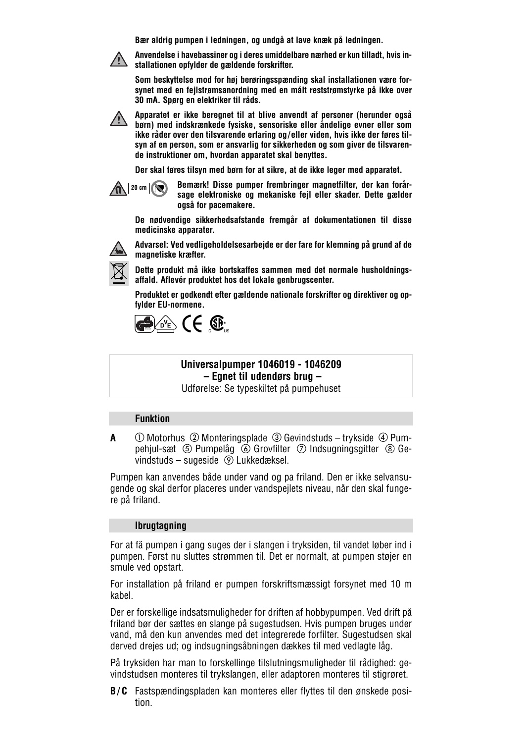**Bær aldrig pumpen i ledningen, og undgå at lave knæk på ledningen.**

**Anvendelse i havebassiner og i deres umiddelbare nærhed er kun tilladt, hvis installationen opfylder de gældende forskrifter.**

**Som beskyttelse mod for høj berøringsspænding skal installationen være forsynet med en fejlstrømsanordning med en målt reststrømstyrke på ikke over 30 mA. Spørg en elektriker til råds.**

**Apparatet er ikke beregnet til at blive anvendt af personer (herunder også børn) med indskrænkede fysiske, sensoriske eller åndelige evner eller som ikke råder over den tilsvarende erfaring og/eller viden, hvis ikke der føres tilsyn af en person, som er ansvarlig for sikkerheden og som giver de tilsvarende instruktioner om, hvordan apparatet skal benyttes.**

**Der skal føres tilsyn med børn for at sikre, at de ikke leger med apparatet.**

20 cm **Bemærk! Disse pumper frembringer magnetfilter, der kan forårsage elektroniske og mekaniske fejl eller skader. Dette gælder også for pacemakere.**

**De nødvendige sikkerhedsafstande fremgår af dokumentationen til disse medicinske apparater.**

**Advarsel: Ved vedligeholdelsesarbejde er der fare for klemning på grund af de magnetiske kræfter.**

**Dette produkt må ikke bortskaffes sammen med det normale husholdningsaffald. Aflevér produktet hos det lokale genbrugscenter.**

**Produktet er godkendt efter gældende nationale forskrifter og direktiver og opfylder EU-normene.**

**Universalpumper 1046019 - 1046209**
**– Egnet til udendørs brug –**
Udførelse: Se typeskiltet på pumpehuset

## Funktion

**A** ① Motorhus ② Monteringsplade ③ Gevindstuds – trykside ④ Pumpehjul-sæt ⑤ Pumpelåg ⑥ Grovfilter ⑦ Indsugningsgitter ⑧ Gevindstuds – sugeside ⑨ Lukkedæksel.

Pumpen kan anvendes både under vand og pa friland. Den er ikke selvansugende og skal derfor placeres under vandspejlets niveau, når den skal fungere på friland.

## Ibrugtagning

For at fä pumpen i gang suges der i slangen i tryksiden, til vandet løber ind i pumpen. Først nu sluttes strømmen til. Det er normalt, at pumpen støjer en smule ved opstart.

For installation på friland er pumpen forskriftsmæssigt forsynet med 10 m kabel.

Der er forskellige indsatsmuligheder for driften af hobbypumpen. Ved drift på friland bør der sættes en slange på sugestudsen. Hvis pumpen bruges under vand, må den kun anvendes med det integrerede forfilter. Sugestudsen skal derved drejes ud; og indsugningsåbningen dækkes til med vedlagte låg.

På tryksiden har man to forskellinge tilslutningsmuligheder til rådighed: gevindstudsen monteres til trykslangen, eller adaptoren monteres til stigrøret.

**B / C** Fastspændingspladen kan monteres eller flyttes til den ønskede position.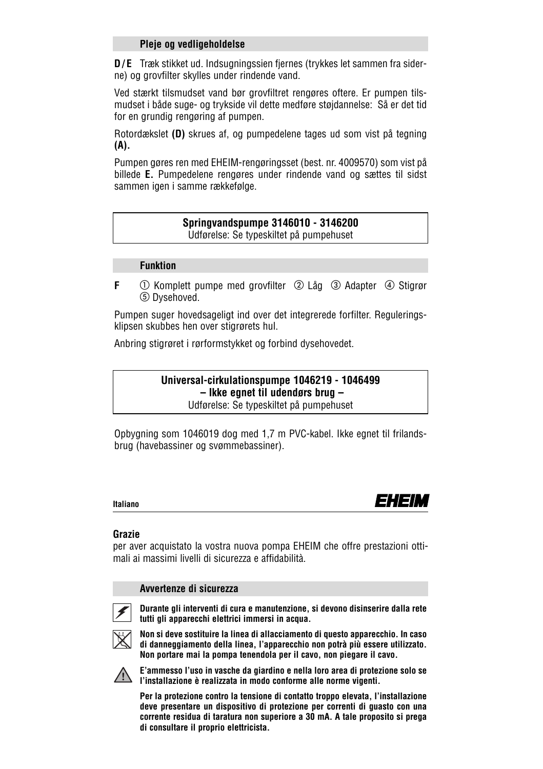### Pleje og vedligeholdelse

**D/E** Træk stikket ud. Indsugningssien fjernes (trykkes let sammen fra siderne) og grovfilter skylles under rindende vand.

Ved stærkt tilsmudset vand bør grovfiltret rengøres oftere. Er pumpen tilsmudset i både suge- og trykside vil dette medføre støjdannelse: Så er det tid for en grundig rengøring af pumpen.

Rotordækslet **(D)** skrues af, og pumpedelene tages ud som vist på tegning **(A).**

Pumpen gøres ren med EHEIM-rengøringsset (best. nr. 4009570) som vist på billede **E.** Pumpedelene rengøres under rindende vand og sættes til sidst sammen igen i samme rækkefølge.

**Springvandspumpe 3146010 - 3146200**
Udførelse: Se typeskiltet på pumpehuset

### Funktion

**F** ① Komplett pumpe med grovfilter ② Låg ③ Adapter ④ Stigrør ⑤ Dysehoved.

Pumpen suger hovedsageligt ind over det integrerede forfilter. Reguleringsklipsen skubbes hen over stigrørets hul.

Anbring stigrøret i rørformstykket og forbind dysehovedet.

**Universal-cirkulationspumpe 1046219 - 1046499**
**– Ikke egnet til udendørs brug –**
Udførelse: Se typeskiltet på pumpehuset

Opbygning som 1046019 dog med 1,7 m PVC-kabel. Ikke egnet til frilandsbrug (havebassiner og svømmebassiner).

**Italiano** EHEIM

**Grazie**
per aver acquistato la vostra nuova pompa EHEIM che offre prestazioni ottimali ai massimi livelli di sicurezza e affidabilità.

### Avvertenze di sicurezza

**Durante gli interventi di cura e manutenzione, si devono disinserire dalla rete tutti gli apparecchi elettrici immersi in acqua.**

**Non si deve sostituire la linea di allacciamento di questo apparecchio. In caso di danneggiamento della linea, l'apparecchio non potrà più essere utilizzato. Non portare mai la pompa tenendola per il cavo, non piegare il cavo.**

**E'ammesso l'uso in vasche da giardino e nella loro area di protezione solo se l'installazione è realizzata in modo conforme alle norme vigenti.**

**Per la protezione contro la tensione di contatto troppo elevata, l'installazione deve presentare un dispositivo di protezione per correnti di guasto con una corrente residua di taratura non superiore a 30 mA. A tale proposito si prega di consultare il proprio elettricista.**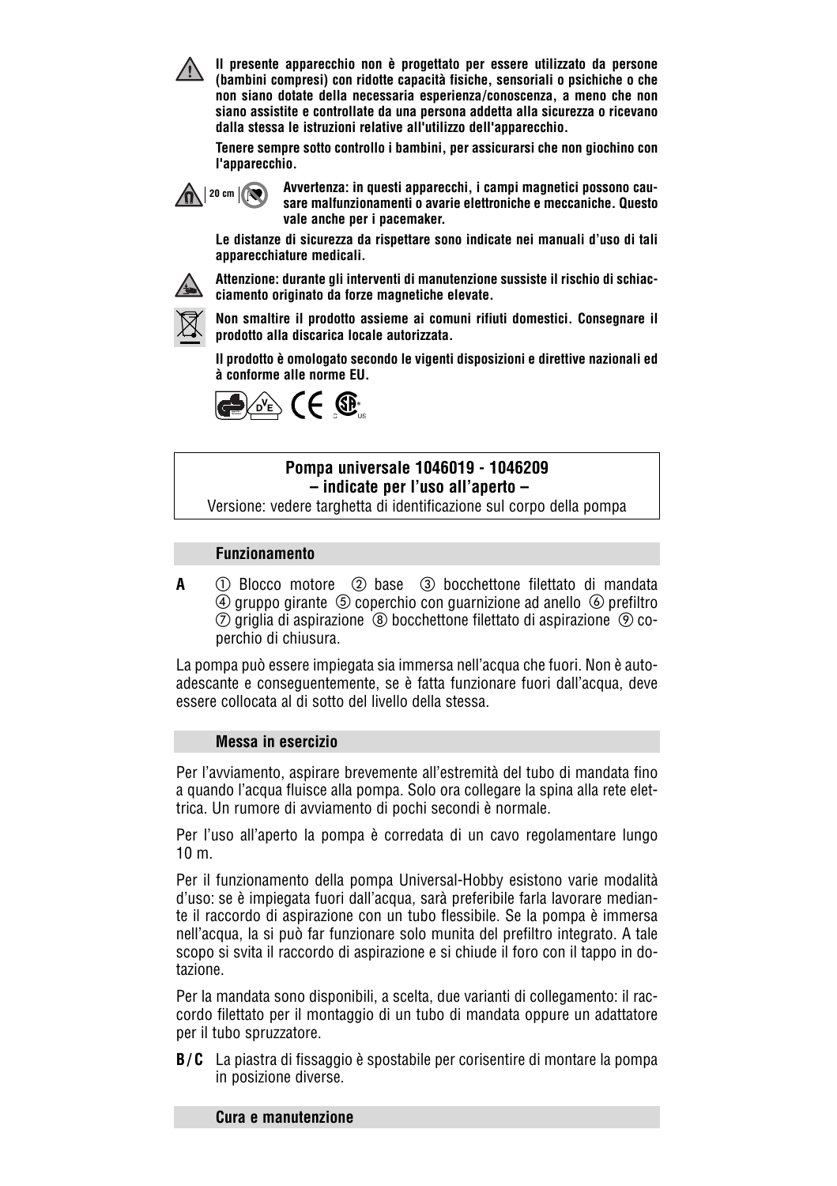**Il presente apparecchio non è progettato per essere utilizzato da persone (bambini compresi) con ridotte capacità fisiche, sensoriali o psichiche o che non siano dotate della necessaria esperienza/conoscenza, a meno che non siano assistite e controllate da una persona addetta alla sicurezza o ricevano dalla stessa le istruzioni relative all'utilizzo dell'apparecchio.**

**Tenere sempre sotto controllo i bambini, per assicurarsi che non giochino con l'apparecchio.**

20 cm

**Avvertenza: in questi apparecchi, i campi magnetici possono causare malfunzionamenti o avarie elettroniche e meccaniche. Questo vale anche per i pacemaker.**

**Le distanze di sicurezza da rispettare sono indicate nei manuali d'uso di tali apparecchiature medicali.**

**Attenzione: durante gli interventi di manutenzione sussiste il rischio di schiacciamento originato da forze magnetiche elevate.**

**Non smaltire il prodotto assieme ai comuni rifiuti domestici. Consegnare il prodotto alla discarica locale autorizzata.**

**Il prodotto è omologato secondo le vigenti disposizioni e direttive nazionali ed à conforme alle norme EU.**

**Pompa universale 1046019 - 1046209**
**– indicate per l'uso all'aperto –**
Versione: vedere targhetta di identificazione sul corpo della pompa

## Funzionamento

**A** ① Blocco motore ② base ③ bocchettone filettato di mandata ④ gruppo girante ⑤ coperchio con guarnizione ad anello ⑥ prefiltro ⑦ griglia di aspirazione ⑧ bocchettone filettato di aspirazione ⑨ coperchio di chiusura.

La pompa può essere impiegata sia immersa nell'acqua che fuori. Non è autoadescante e conseguentemente, se è fatta funzionare fuori dall'acqua, deve essere collocata al di sotto del livello della stessa.

## Messa in esercizio

Per l'avviamento, aspirare brevemente all'estremità del tubo di mandata fino a quando l'acqua fluisce alla pompa. Solo ora collegare la spina alla rete elettrica. Un rumore di avviamento di pochi secondi è normale.

Per l'uso all'aperto la pompa è corredata di un cavo regolamentare lungo 10 m.

Per il funzionamento della pompa Universal-Hobby esistono varie modalità d'uso: se è impiegata fuori dall'acqua, sarà preferibile farla lavorare mediante il raccordo di aspirazione con un tubo flessibile. Se la pompa è immersa nell'acqua, la si può far funzionare solo munita del prefiltro integrato. A tale scopo si svita il raccordo di aspirazione e si chiude il foro con il tappo in dotazione.

Per la mandata sono disponibili, a scelta, due varianti di collegamento: il raccordo filettato per il montaggio di un tubo di mandata oppure un adattatore per il tubo spruzzatore.

**B/C** La piastra di fissaggio è spostabile per corisentire di montare la pompa in posizione diverse.

## Cura e manutenzione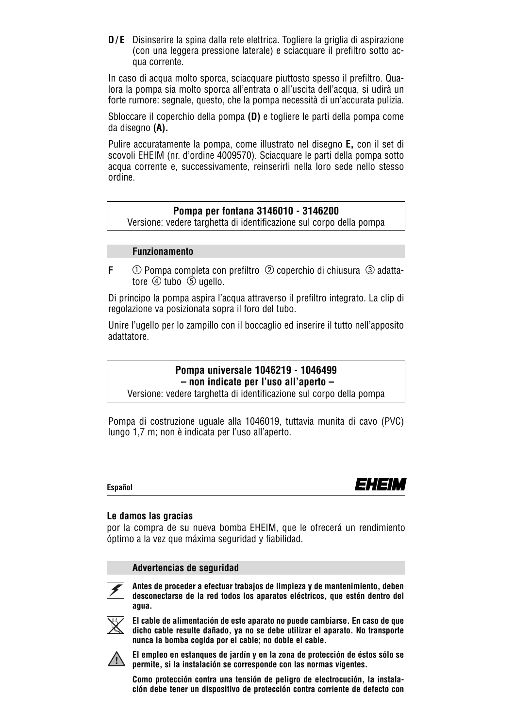**D/E** Disinserire la spina dalla rete elettrica. Togliere la griglia di aspirazione (con una leggera pressione laterale) e sciacquare il prefiltro sotto acqua corrente.

In caso di acqua molto sporca, sciacquare piuttosto spesso il prefiltro. Qualora la pompa sia molto sporca all'entrata o all'uscita dell'acqua, si udirà un forte rumore: segnale, questo, che la pompa necessità di un'accurata pulizia.

Sbloccare il coperchio della pompa **(D)** e togliere le parti della pompa come da disegno **(A).**

Pulire accuratamente la pompa, come illustrato nel disegno **E,** con il set di scovoli EHEIM (nr. d'ordine 4009570). Sciacquare le parti della pompa sotto acqua corrente e, successivamente, reinserirli nella loro sede nello stesso ordine.

## Pompa per fontana 3146010 - 3146200

Versione: vedere targhetta di identificazione sul corpo della pompa

### Funzionamento

**F** ① Pompa completa con prefiltro ② coperchio di chiusura ③ adattatore ④ tubo ⑤ ugello.

Di principo la pompa aspira l'acqua attraverso il prefiltro integrato. La clip di regolazione va posizionata sopra il foro del tubo.

Unire l'ugello per lo zampillo con il boccaglio ed inserire il tutto nell'apposito adattatore.

## Pompa universale 1046219 - 1046499
## – non indicate per l'uso all'aperto –

Versione: vedere targhetta di identificazione sul corpo della pompa

Pompa di costruzione uguale alla 1046019, tuttavia munita di cavo (PVC) lungo 1,7 m; non è indicata per l'uso all'aperto.

**Español**

**EHEIM**

**Le damos las gracias**
por la compra de su nueva bomba EHEIM, que le ofrecerá un rendimiento óptimo a la vez que máxima seguridad y fiabilidad.

### Advertencias de seguridad

**Antes de proceder a efectuar trabajos de limpieza y de mantenimiento, deben desconectarse de la red todos los aparatos eléctricos, que estén dentro del agua.**

**El cable de alimentación de este aparato no puede cambiarse. En caso de que dicho cable resulte dañado, ya no se debe utilizar el aparato. No transporte nunca la bomba cogida por el cable; no doble el cable.**

**El empleo en estanques de jardín y en la zona de protección de éstos sólo se permite, si la instalación se corresponde con las normas vigentes.**

**Como protección contra una tensión de peligro de electrocución, la instalación debe tener un dispositivo de protección contra corriente de defecto con**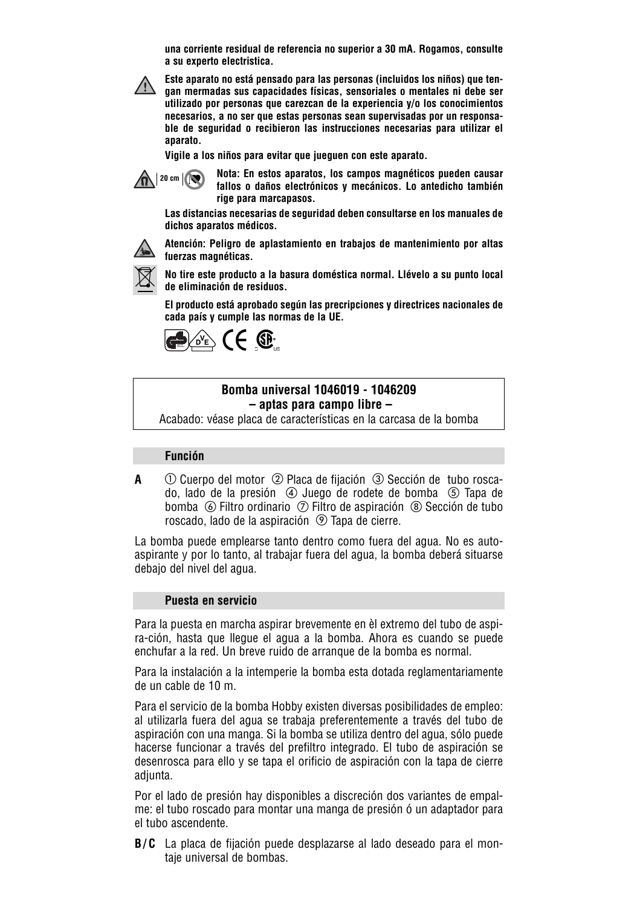**una corriente residual de referencia no superior a 30 mA. Rogamos, consulte a su experto electristica.**

**Este aparato no está pensado para las personas (incluidos los niños) que tengan mermadas sus capacidades físicas, sensoriales o mentales ni debe ser utilizado por personas que carezcan de la experiencia y/o los conocimientos necesarios, a no ser que estas personas sean supervisadas por un responsable de seguridad o recibieron las instrucciones necesarias para utilizar el aparato.**

**Vigile a los niños para evitar que jueguen con este aparato.**

**Nota: En estos aparatos, los campos magnéticos pueden causar fallos o daños electrónicos y mecánicos. Lo antedicho también rige para marcapasos.**

**Las distancias necesarias de seguridad deben consultarse en los manuales de dichos aparatos médicos.**

**Atención: Peligro de aplastamiento en trabajos de mantenimiento por altas fuerzas magnéticas.**

**No tire este producto a la basura doméstica normal. Llévelo a su punto local de eliminación de residuos.**

**El producto está aprobado según las precripciones y directrices nacionales de cada país y cumple las normas de la UE.**

**Bomba universal 1046019 - 1046209**
**– aptas para campo libre –**
Acabado: véase placa de características en la carcasa de la bomba

## Función

**A** ① Cuerpo del motor ② Placa de fijación ③ Sección de tubo roscado, lado de la presión ④ Juego de rodete de bomba ⑤ Tapa de bomba ⑥ Filtro ordinario ⑦ Filtro de aspiración ⑧ Sección de tubo roscado, lado de la aspiración ⑨ Tapa de cierre.

La bomba puede emplearse tanto dentro como fuera del agua. No es autoaspirante y por lo tanto, al trabajar fuera del agua, la bomba deberá situarse debajo del nivel del agua.

## Puesta en servicio

Para la puesta en marcha aspirar brevemente en èl extremo del tubo de aspira-ción, hasta que llegue el agua a la bomba. Ahora es cuando se puede enchufar a la red. Un breve ruido de arranque de la bomba es normal.

Para la instalación a la intemperie la bomba esta dotada reglamentariamente de un cable de 10 m.

Para el servicio de la bomba Hobby existen diversas posibilidades de empleo: al utilizarla fuera del agua se trabaja preferentemente a través del tubo de aspiración con una manga. Si la bomba se utiliza dentro del agua, sólo puede hacerse funcionar a través del prefiltro integrado. El tubo de aspiración se desenrosca para ello y se tapa el orificio de aspiración con la tapa de cierre adjunta.

Por el lado de presión hay disponibles a discreción dos variantes de empalme: el tubo roscado para montar una manga de presión ó un adaptador para el tubo ascendente.

**B/C** La placa de fijación puede desplazarse al lado deseado para el montaje universal de bombas.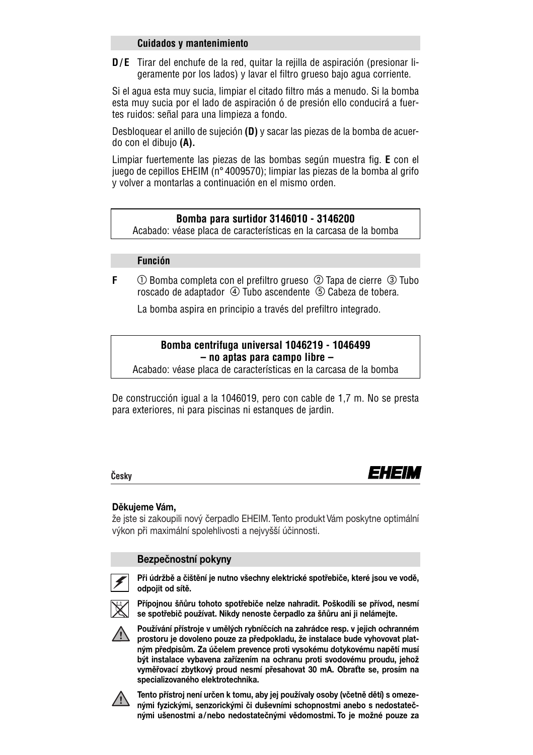### Cuidados y mantenimiento

**D / E** Tirar del enchufe de la red, quitar la rejilla de aspiración (presionar ligeramente por los lados) y lavar el filtro grueso bajo agua corriente.

Si el agua esta muy sucia, limpiar el citado filtro más a menudo. Si la bomba esta muy sucia por el lado de aspiración ó de presión ello conducirá a fuertes ruidos: señal para una limpieza a fondo.

Desbloquear el anillo de sujeción **(D)** y sacar las piezas de la bomba de acuerdo con el dibujo **(A).**

Limpiar fuertemente las piezas de las bombas según muestra fig. **E** con el juego de cepillos EHEIM (n° 4009570); limpiar las piezas de la bomba al grifo y volver a montarlas a continuación en el mismo orden.

**Bomba para surtidor 3146010 - 3146200**
Acabado: véase placa de características en la carcasa de la bomba

### Función

**F** ① Bomba completa con el prefiltro grueso ② Tapa de cierre ③ Tubo roscado de adaptador ④ Tubo ascendente ⑤ Cabeza de tobera.

La bomba aspira en principio a través del prefiltro integrado.

**Bomba centrifuga universal 1046219 - 1046499**
**– no aptas para campo libre –**
Acabado: véase placa de características en la carcasa de la bomba

De construcción igual a la 1046019, pero con cable de 1,7 m. No se presta para exteriores, ni para piscinas ni estanques de jardin.

**Česky**

**EHEIM**

**Děkujeme Vám,**
že jste si zakoupili nový čerpadlo EHEIM. Tento produkt Vám poskytne optimální výkon při maximální spolehlivosti a nejvyšší účinnosti.

### Bezpečnostní pokyny

**Při údržbě a čištění je nutno všechny elektrické spotřebiče, které jsou ve vodě, odpojit od sítě.**

**Přípojnou šňůru tohoto spotřebiče nelze nahradit. Poškodíli se přívod, nesmí se spotřebič používat. Nikdy nenoste čerpadlo za šňůru ani ji nelámejte.**

**Používání přístroje v umělých rybníčcích na zahrádce resp. v jejich ochranném prostoru je dovoleno pouze za předpokladu, že instalace bude vyhovovat platným předpisům. Za účelem prevence proti vysokému dotykovému napětí musí být instalace vybavena zařízením na ochranu proti svodovému proudu, jehož vyměřovací zbytkový proud nesmí přesahovat 30 mA. Obraťte se, prosím na specializovaného elektrotechnika.**

**Tento přístroj není určen k tomu, aby jej používaly osoby (včetně dětí) s omezenými fyzickými, senzorickými či duševními schopnostmi anebo s nedostatečnými ušenostmi a / nebo nedostatečnými vědomostmi. To je možné pouze za**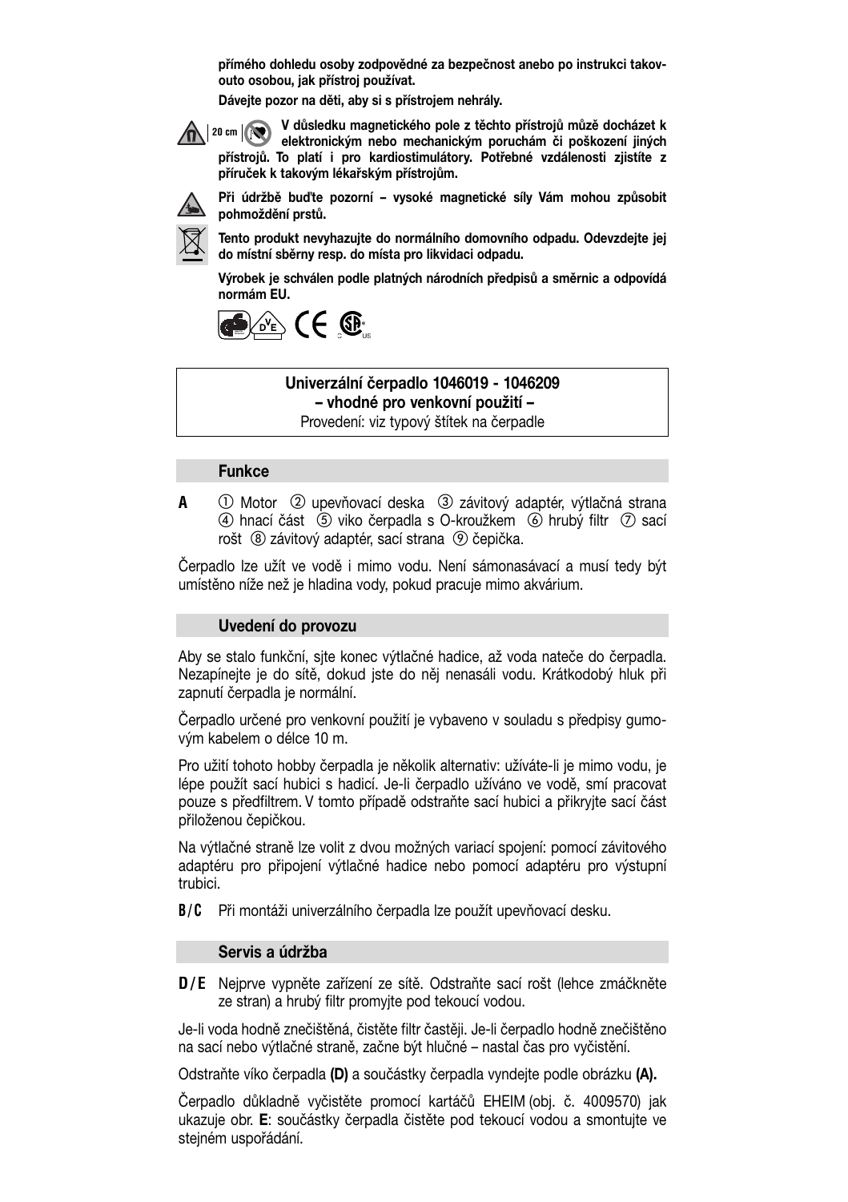**přímého dohledu osoby zodpovědné za bezpečnost anebo po instrukci takovouto osobou, jak přístroj používat.**

**Dávejte pozor na děti, aby si s přístrojem nehrály.**

**20 cm** **V důsledku magnetického pole z těchto přístrojů může docházet k elektronickým nebo mechanickým poruchám či poškození jiných přístrojů. To platí i pro kardiostimulátory. Potřebné vzdálenosti zjistíte z příruček k takovým lékařským přístrojům.**

**Při údržbě buďte pozorní – vysoké magnetické síly Vám mohou způsobit pohmoždění prstů.**

**Tento produkt nevyhazujte do normálního domovního odpadu. Odevzdejte jej do místní sběrny resp. do místa pro likvidaci odpadu.**

**Výrobek je schválen podle platných národních předpisů a směrnic a odpovídá normám EU.**

**Univerzální čerpadlo 1046019 - 1046209**
**– vhodné pro venkovní použití –**
Provedení: viz typový štítek na čerpadle

## Funkce

**A** ① Motor ② upevňovací deska ③ závitový adaptér, výtlačná strana ④ hnací část ⑤ viko čerpadla s O-kroužkem ⑥ hrubý filtr ⑦ sací rošt ⑧ závitový adaptér, sací strana ⑨ čepička.

Čerpadlo lze užít ve vodě i mimo vodu. Není sámonasávací a musí tedy být umístěno níže než je hladina vody, pokud pracuje mimo akvárium.

## Uvedení do provozu

Aby se stalo funkční, sjte konec výtlačné hadice, až voda nateče do čerpadla. Nezapínejte je do sítě, dokud jste do něj nenasáli vodu. Krátkodobý hluk při zapnutí čerpadla je normální.

Čerpadlo určené pro venkovní použití je vybaveno v souladu s předpisy gumovým kabelem o délce 10 m.

Pro užití tohoto hobby čerpadla je několik alternativ: užíváte-li je mimo vodu, je lépe použít sací hubici s hadicí. Je-li čerpadlo užíváno ve vodě, smí pracovat pouze s předfiltrem. V tomto případě odstraňte sací hubici a přikryjte sací část přiloženou čepičkou.

Na výtlačné straně lze volit z dvou možných variací spojení: pomocí závitového adaptéru pro připojení výtlačné hadice nebo pomocí adaptéru pro výstupní trubici.

**B/C** Při montáži univerzálního čerpadla lze použít upevňovací desku.

## Servis a údržba

**D/E** Nejprve vypněte zařízení ze sítě. Odstraňte sací rošt (lehce zmáčkněte ze stran) a hrubý filtr promyjte pod tekoucí vodou.

Je-li voda hodně znečištěná, čistěte filtr častěji. Je-li čerpadlo hodně znečištěno na sací nebo výtlačné straně, začne být hlučné – nastal čas pro vyčistění.

Odstraňte víko čerpadla **(D)** a součástky čerpadla vyndejte podle obrázku **(A).**

Čerpadlo důkladně vyčistěte promocí kartáčů EHEIM (obj. č. 4009570) jak ukazuje obr. **E**: součástky čerpadla čistěte pod tekoucí vodou a smontujte ve stejném uspořádání.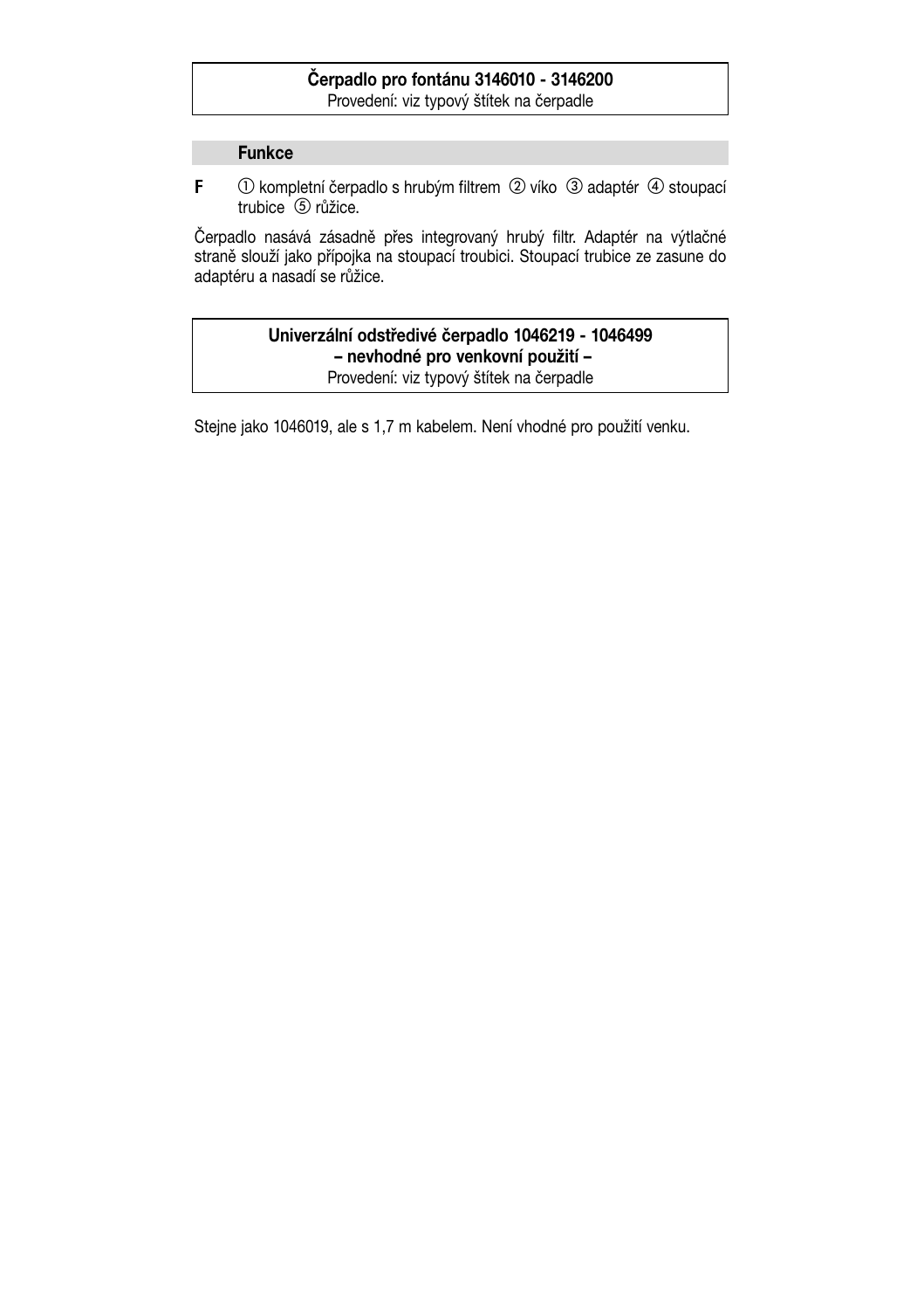**Čerpadlo pro fontánu 3146010 - 3146200**
Provedení: viz typový štítek na čerpadle

### Funkce

**F** ① kompletní čerpadlo s hrubým filtrem ② víko ③ adaptér ④ stoupací trubice ⑤ růžice.

Čerpadlo nasává zásadně přes integrovaný hrubý filtr. Adaptér na výtlačné straně slouží jako přípojka na stoupací troubici. Stoupací trubice ze zasune do adaptéru a nasadí se růžice.

**Univerzální odstředivé čerpadlo 1046219 - 1046499**
**– nevhodné pro venkovní použití –**
Provedení: viz typový štítek na čerpadle

Stejne jako 1046019, ale s 1,7 m kabelem. Není vhodné pro použití venku.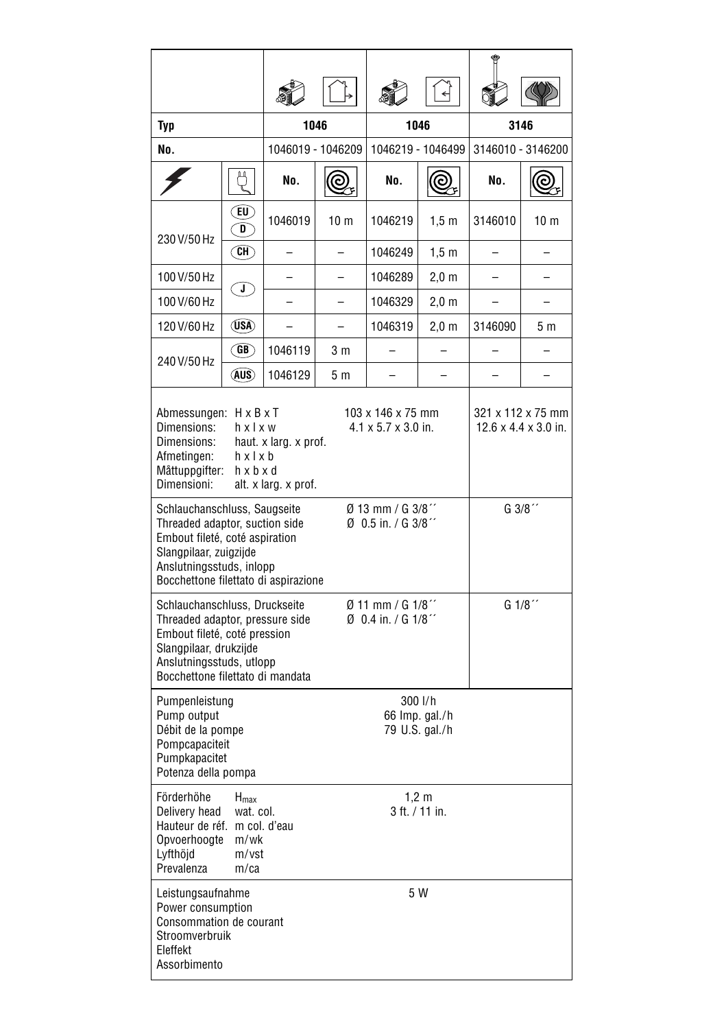| | | | | | | | |
|---|---|---|---|---|---|---|---|
| **Typ** | | **1046** | | **1046** | | **3146** | |
| **No.** | | 1046019 - 1046209 | | 1046219 - 1046499 | | 3146010 - 3146200 | |
| | | **No.** | | **No.** | | **No.** | |
| 230 V/50 Hz | EU / D | 1046019 | 10 m | 1046219 | 1,5 m | 3146010 | 10 m |
| | CH | – | – | 1046249 | 1,5 m | – | – |
| 100 V/50 Hz | J | – | – | 1046289 | 2,0 m | – | – |
| 100 V/60 Hz | | – | – | 1046329 | 2,0 m | – | – |
| 120 V/60 Hz | USA | – | – | 1046319 | 2,0 m | 3146090 | 5 m |
| 240 V/50 Hz | GB | 1046119 | 3 m | – | – | – | – |
| | AUS | 1046129 | 5 m | – | – | – | – |
| Abmessungen: H x B x T<br>Dimensions: h x l x w<br>Dimensions: haut. x larg. x prof.<br>Afmetingen: h x l x b<br>Måttuppgifter: h x b x d<br>Dimensioni: alt. x larg. x prof. | | 103 x 146 x 75 mm<br>4.1 x 5.7 x 3.0 in. | | | | 321 x 112 x 75 mm<br>12.6 x 4.4 x 3.0 in. | |
| Schlauchanschluss, Saugseite<br>Threaded adaptor, suction side<br>Embout fileté, coté aspiration<br>Slangpilaar, zuigzijde<br>Anslutningsstuds, inlopp<br>Bocchettone filettato di aspirazione | | Ø 13 mm / G 3/8´´<br>Ø 0.5 in. / G 3/8´´ | | | | G 3/8´´ | |
| Schlauchanschluss, Druckseite<br>Threaded adaptor, pressure side<br>Embout fileté, coté pression<br>Slangpilaar, drukzijde<br>Anslutningsstuds, utlopp<br>Bocchettone filettato di mandata | | Ø 11 mm / G 1/8´´<br>Ø 0.4 in. / G 1/8´´ | | | | G 1/8´´ | |
| Pumpenleistung<br>Pump output<br>Débit de la pompe<br>Pompcapaciteit<br>Pumpkapacitet<br>Potenza della pompa | | 300 l/h<br>66 Imp. gal./h<br>79 U.S. gal./h | | | | | |
| Förderhöhe $H_{max}$<br>Delivery head wat. col.<br>Hauteur de réf. m col. d'eau<br>Opvoerhoogte m/wk<br>Lyfthöjd m/vst<br>Prevalenza m/ca | | 1,2 m<br>3 ft. / 11 in. | | | | | |
| Leistungsaufnahme<br>Power consumption<br>Consommation de courant<br>Stroomverbruik<br>Eleffekt<br>Assorbimento | | 5 W | | | | | |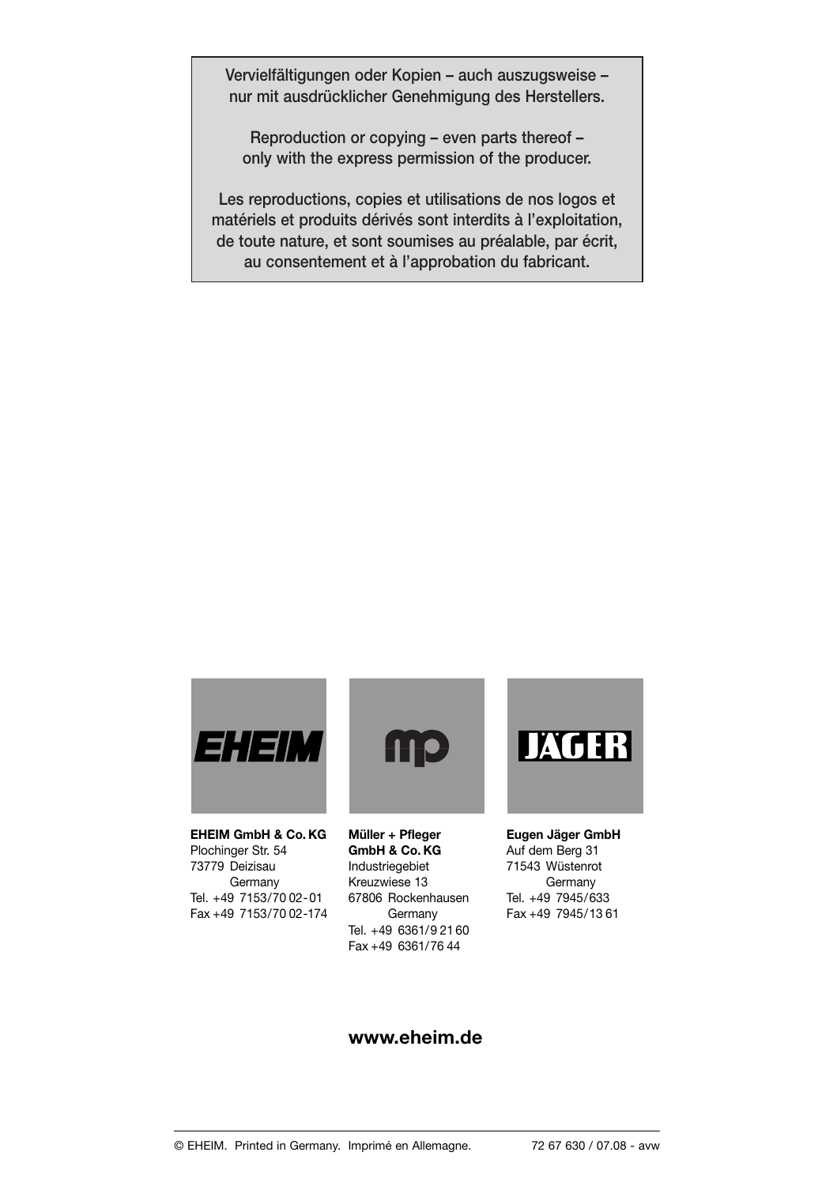Vervielfältigungen oder Kopien – auch auszugsweise – nur mit ausdrücklicher Genehmigung des Herstellers.

Reproduction or copying – even parts thereof – only with the express permission of the producer.

Les reproductions, copies et utilisations de nos logos et matériels et produits dérivés sont interdits à l'exploitation, de toute nature, et sont soumises au préalable, par écrit, au consentement et à l'approbation du fabricant.

EHEIM

**EHEIM GmbH & Co. KG**
Plochinger Str. 54
73779 Deizisau
Germany
Tel. +49 7153/70 02-01
Fax +49 7153/70 02-174

mp

**Müller + Pfleger GmbH & Co. KG**
Industriegebiet
Kreuzwiese 13
67806 Rockenhausen
Germany
Tel. +49 6361/9 21 60
Fax +49 6361/76 44

JÄGER

**Eugen Jäger GmbH**
Auf dem Berg 31
71543 Wüstenrot
Germany
Tel. +49 7945/633
Fax +49 7945/13 61

**www.eheim.de**

© EHEIM. Printed in Germany. Imprimé en Allemagne. 72 67 630 / 07.08 - avw